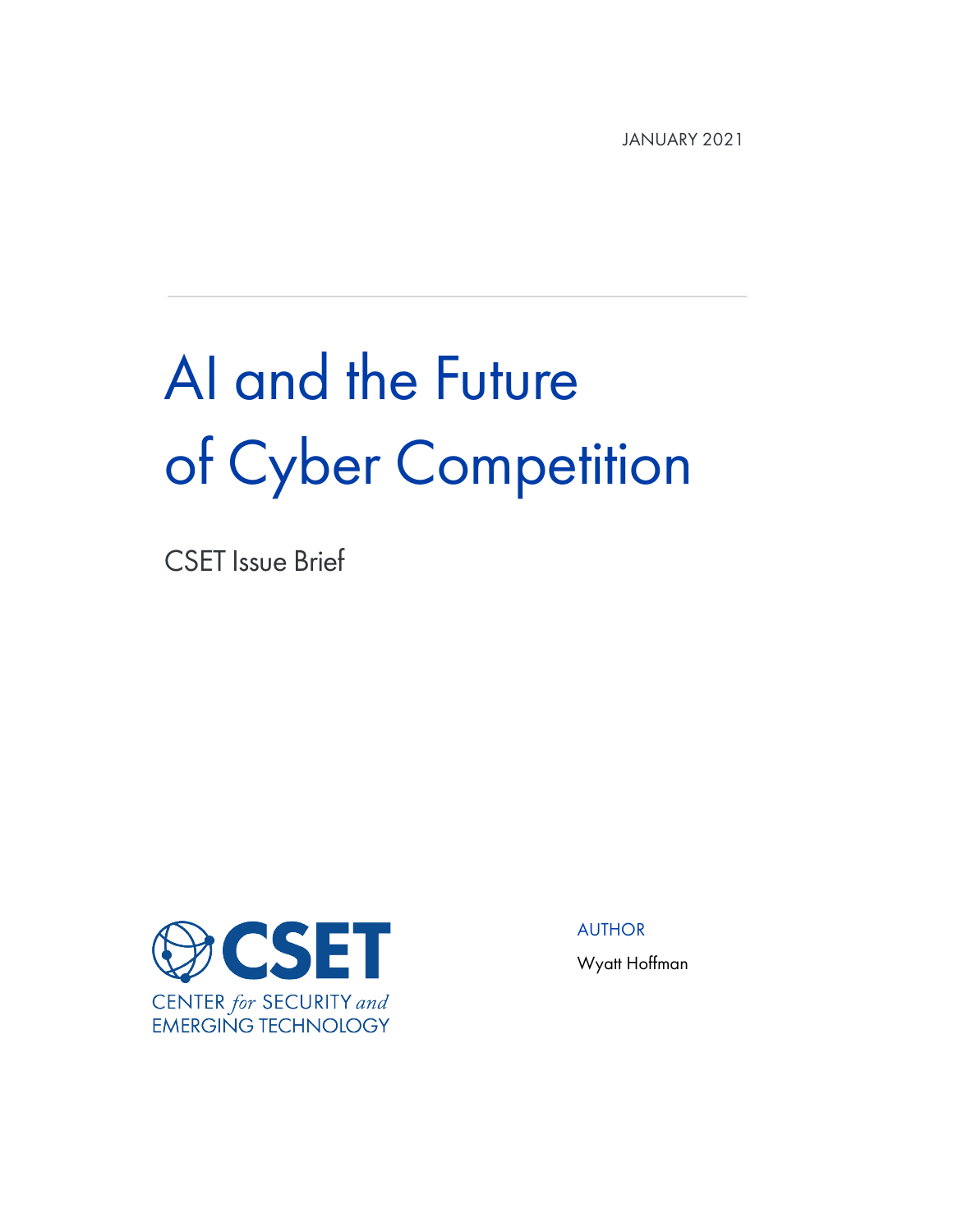JANUARY 2021

# AI and the Future of Cyber Competition

CSET Issue Brief

CSET
CENTER *for* SECURITY *and* EMERGING TECHNOLOGY

AUTHOR

Wyatt Hoffman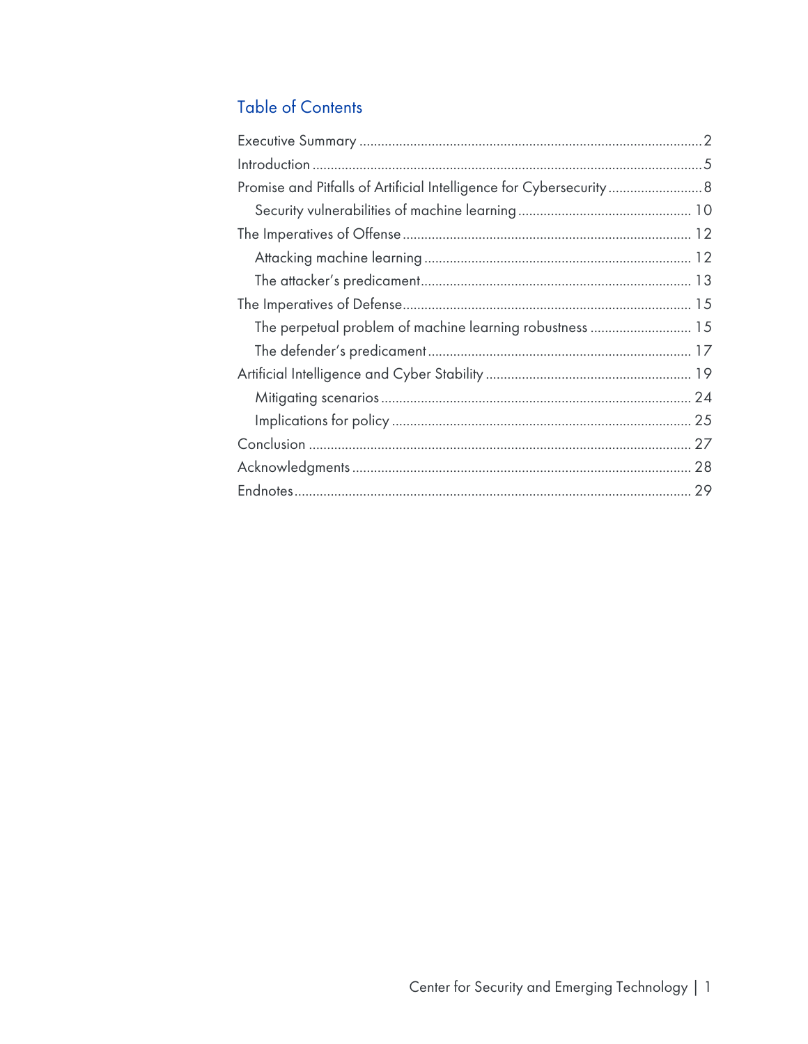## Table of Contents

- Executive Summary ..... 2
- Introduction ..... 5
- Promise and Pitfalls of Artificial Intelligence for Cybersecurity ..... 8
  - Security vulnerabilities of machine learning ..... 10
- The Imperatives of Offense ..... 12
  - Attacking machine learning ..... 12
  - The attacker's predicament ..... 13
- The Imperatives of Defense ..... 15
  - The perpetual problem of machine learning robustness ..... 15
  - The defender's predicament ..... 17
- Artificial Intelligence and Cyber Stability ..... 19
  - Mitigating scenarios ..... 24
  - Implications for policy ..... 25
- Conclusion ..... 27
- Acknowledgments ..... 28
- Endnotes ..... 29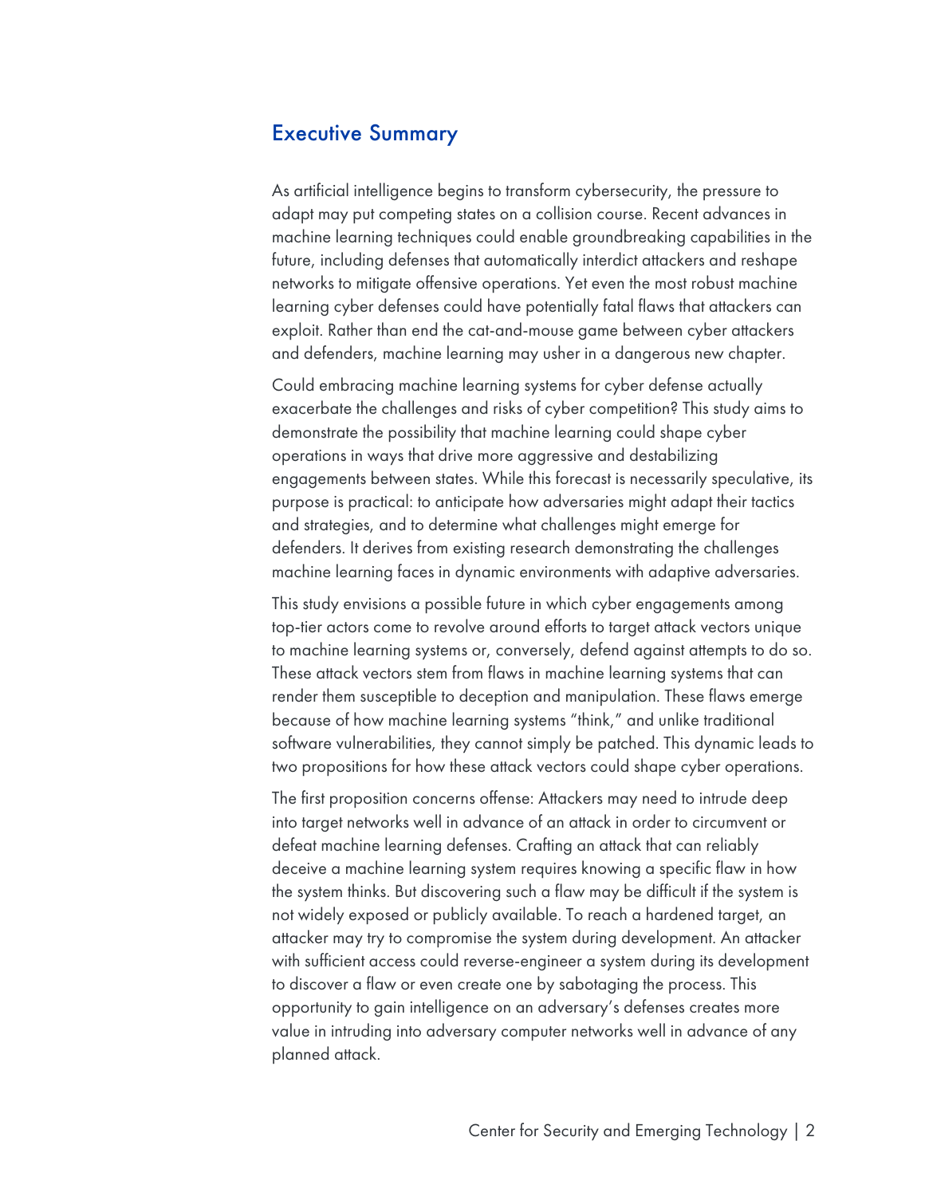## Executive Summary

As artificial intelligence begins to transform cybersecurity, the pressure to adapt may put competing states on a collision course. Recent advances in machine learning techniques could enable groundbreaking capabilities in the future, including defenses that automatically interdict attackers and reshape networks to mitigate offensive operations. Yet even the most robust machine learning cyber defenses could have potentially fatal flaws that attackers can exploit. Rather than end the cat-and-mouse game between cyber attackers and defenders, machine learning may usher in a dangerous new chapter.

Could embracing machine learning systems for cyber defense actually exacerbate the challenges and risks of cyber competition? This study aims to demonstrate the possibility that machine learning could shape cyber operations in ways that drive more aggressive and destabilizing engagements between states. While this forecast is necessarily speculative, its purpose is practical: to anticipate how adversaries might adapt their tactics and strategies, and to determine what challenges might emerge for defenders. It derives from existing research demonstrating the challenges machine learning faces in dynamic environments with adaptive adversaries.

This study envisions a possible future in which cyber engagements among top-tier actors come to revolve around efforts to target attack vectors unique to machine learning systems or, conversely, defend against attempts to do so. These attack vectors stem from flaws in machine learning systems that can render them susceptible to deception and manipulation. These flaws emerge because of how machine learning systems "think," and unlike traditional software vulnerabilities, they cannot simply be patched. This dynamic leads to two propositions for how these attack vectors could shape cyber operations.

The first proposition concerns offense: Attackers may need to intrude deep into target networks well in advance of an attack in order to circumvent or defeat machine learning defenses. Crafting an attack that can reliably deceive a machine learning system requires knowing a specific flaw in how the system thinks. But discovering such a flaw may be difficult if the system is not widely exposed or publicly available. To reach a hardened target, an attacker may try to compromise the system during development. An attacker with sufficient access could reverse-engineer a system during its development to discover a flaw or even create one by sabotaging the process. This opportunity to gain intelligence on an adversary's defenses creates more value in intruding into adversary computer networks well in advance of any planned attack.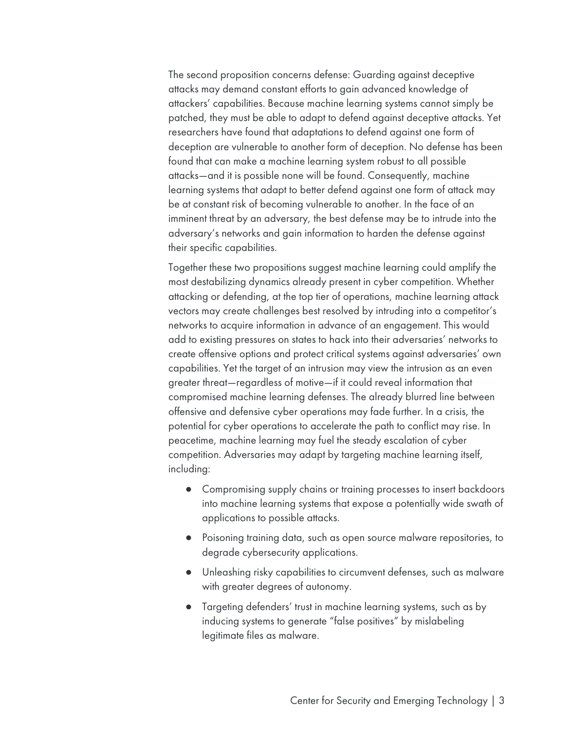The second proposition concerns defense: Guarding against deceptive attacks may demand constant efforts to gain advanced knowledge of attackers' capabilities. Because machine learning systems cannot simply be patched, they must be able to adapt to defend against deceptive attacks. Yet researchers have found that adaptations to defend against one form of deception are vulnerable to another form of deception. No defense has been found that can make a machine learning system robust to all possible attacks—and it is possible none will be found. Consequently, machine learning systems that adapt to better defend against one form of attack may be at constant risk of becoming vulnerable to another. In the face of an imminent threat by an adversary, the best defense may be to intrude into the adversary's networks and gain information to harden the defense against their specific capabilities.

Together these two propositions suggest machine learning could amplify the most destabilizing dynamics already present in cyber competition. Whether attacking or defending, at the top tier of operations, machine learning attack vectors may create challenges best resolved by intruding into a competitor's networks to acquire information in advance of an engagement. This would add to existing pressures on states to hack into their adversaries' networks to create offensive options and protect critical systems against adversaries' own capabilities. Yet the target of an intrusion may view the intrusion as an even greater threat—regardless of motive—if it could reveal information that compromised machine learning defenses. The already blurred line between offensive and defensive cyber operations may fade further. In a crisis, the potential for cyber operations to accelerate the path to conflict may rise. In peacetime, machine learning may fuel the steady escalation of cyber competition. Adversaries may adapt by targeting machine learning itself, including:

- Compromising supply chains or training processes to insert backdoors into machine learning systems that expose a potentially wide swath of applications to possible attacks.
- Poisoning training data, such as open source malware repositories, to degrade cybersecurity applications.
- Unleashing risky capabilities to circumvent defenses, such as malware with greater degrees of autonomy.
- Targeting defenders' trust in machine learning systems, such as by inducing systems to generate "false positives" by mislabeling legitimate files as malware.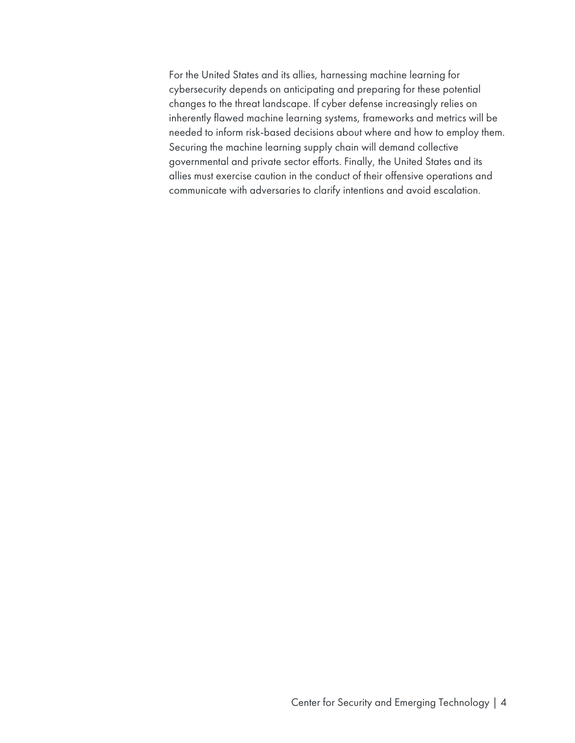For the United States and its allies, harnessing machine learning for cybersecurity depends on anticipating and preparing for these potential changes to the threat landscape. If cyber defense increasingly relies on inherently flawed machine learning systems, frameworks and metrics will be needed to inform risk-based decisions about where and how to employ them. Securing the machine learning supply chain will demand collective governmental and private sector efforts. Finally, the United States and its allies must exercise caution in the conduct of their offensive operations and communicate with adversaries to clarify intentions and avoid escalation.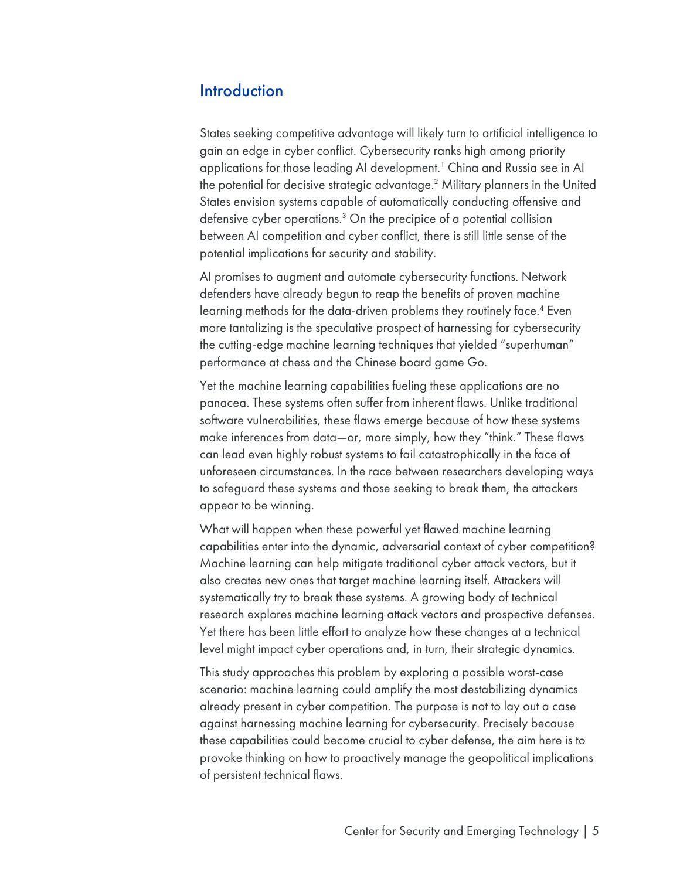## Introduction

States seeking competitive advantage will likely turn to artificial intelligence to gain an edge in cyber conflict. Cybersecurity ranks high among priority applications for those leading AI development.[1] China and Russia see in AI the potential for decisive strategic advantage.[2] Military planners in the United States envision systems capable of automatically conducting offensive and defensive cyber operations.[3] On the precipice of a potential collision between AI competition and cyber conflict, there is still little sense of the potential implications for security and stability.

AI promises to augment and automate cybersecurity functions. Network defenders have already begun to reap the benefits of proven machine learning methods for the data-driven problems they routinely face.[4] Even more tantalizing is the speculative prospect of harnessing for cybersecurity the cutting-edge machine learning techniques that yielded "superhuman" performance at chess and the Chinese board game Go.

Yet the machine learning capabilities fueling these applications are no panacea. These systems often suffer from inherent flaws. Unlike traditional software vulnerabilities, these flaws emerge because of how these systems make inferences from data—or, more simply, how they "think." These flaws can lead even highly robust systems to fail catastrophically in the face of unforeseen circumstances. In the race between researchers developing ways to safeguard these systems and those seeking to break them, the attackers appear to be winning.

What will happen when these powerful yet flawed machine learning capabilities enter into the dynamic, adversarial context of cyber competition? Machine learning can help mitigate traditional cyber attack vectors, but it also creates new ones that target machine learning itself. Attackers will systematically try to break these systems. A growing body of technical research explores machine learning attack vectors and prospective defenses. Yet there has been little effort to analyze how these changes at a technical level might impact cyber operations and, in turn, their strategic dynamics.

This study approaches this problem by exploring a possible worst-case scenario: machine learning could amplify the most destabilizing dynamics already present in cyber competition. The purpose is not to lay out a case against harnessing machine learning for cybersecurity. Precisely because these capabilities could become crucial to cyber defense, the aim here is to provoke thinking on how to proactively manage the geopolitical implications of persistent technical flaws.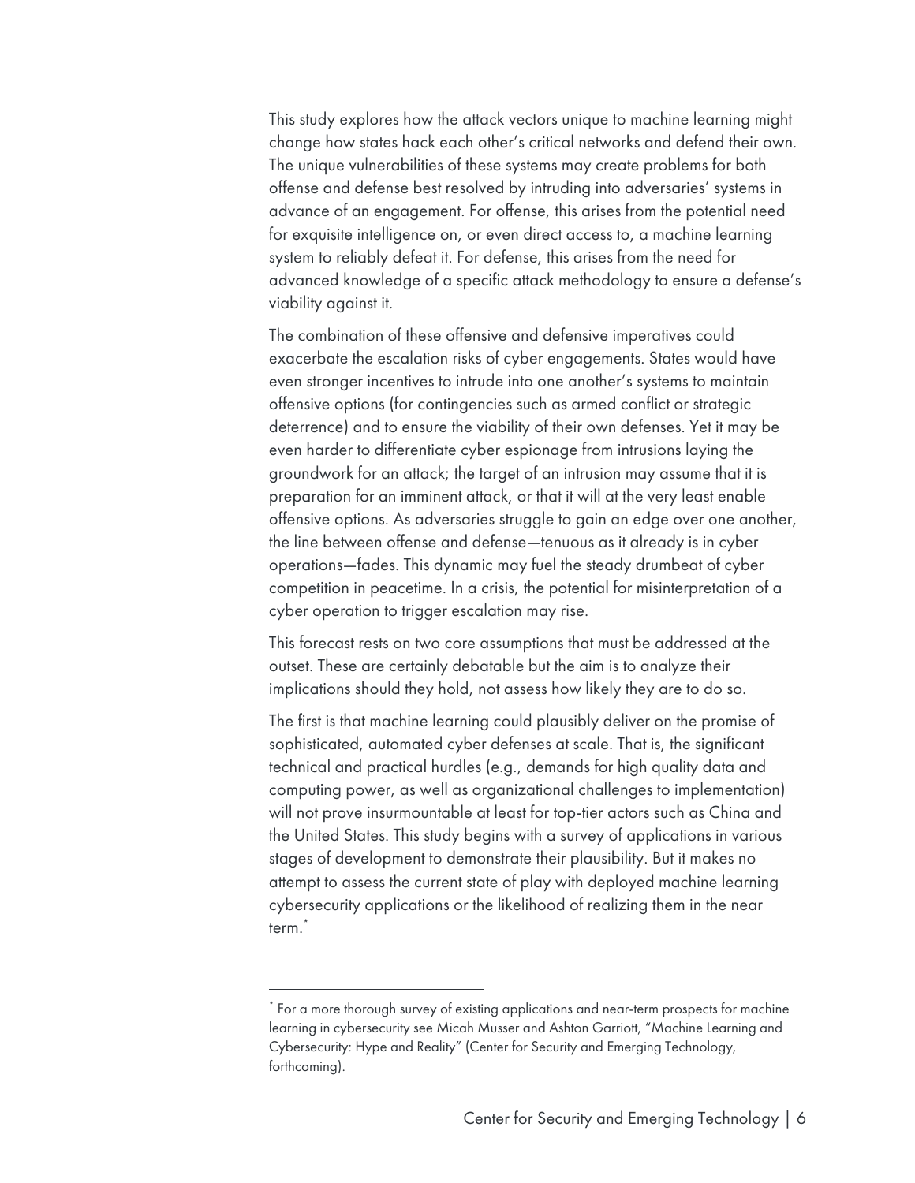This study explores how the attack vectors unique to machine learning might change how states hack each other's critical networks and defend their own. The unique vulnerabilities of these systems may create problems for both offense and defense best resolved by intruding into adversaries' systems in advance of an engagement. For offense, this arises from the potential need for exquisite intelligence on, or even direct access to, a machine learning system to reliably defeat it. For defense, this arises from the need for advanced knowledge of a specific attack methodology to ensure a defense's viability against it.

The combination of these offensive and defensive imperatives could exacerbate the escalation risks of cyber engagements. States would have even stronger incentives to intrude into one another's systems to maintain offensive options (for contingencies such as armed conflict or strategic deterrence) and to ensure the viability of their own defenses. Yet it may be even harder to differentiate cyber espionage from intrusions laying the groundwork for an attack; the target of an intrusion may assume that it is preparation for an imminent attack, or that it will at the very least enable offensive options. As adversaries struggle to gain an edge over one another, the line between offense and defense—tenuous as it already is in cyber operations—fades. This dynamic may fuel the steady drumbeat of cyber competition in peacetime. In a crisis, the potential for misinterpretation of a cyber operation to trigger escalation may rise.

This forecast rests on two core assumptions that must be addressed at the outset. These are certainly debatable but the aim is to analyze their implications should they hold, not assess how likely they are to do so.

The first is that machine learning could plausibly deliver on the promise of sophisticated, automated cyber defenses at scale. That is, the significant technical and practical hurdles (e.g., demands for high quality data and computing power, as well as organizational challenges to implementation) will not prove insurmountable at least for top-tier actors such as China and the United States. This study begins with a survey of applications in various stages of development to demonstrate their plausibility. But it makes no attempt to assess the current state of play with deployed machine learning cybersecurity applications or the likelihood of realizing them in the near term.[*]

---

[*] For a more thorough survey of existing applications and near-term prospects for machine learning in cybersecurity see Micah Musser and Ashton Garriott, "Machine Learning and Cybersecurity: Hype and Reality" (Center for Security and Emerging Technology, forthcoming).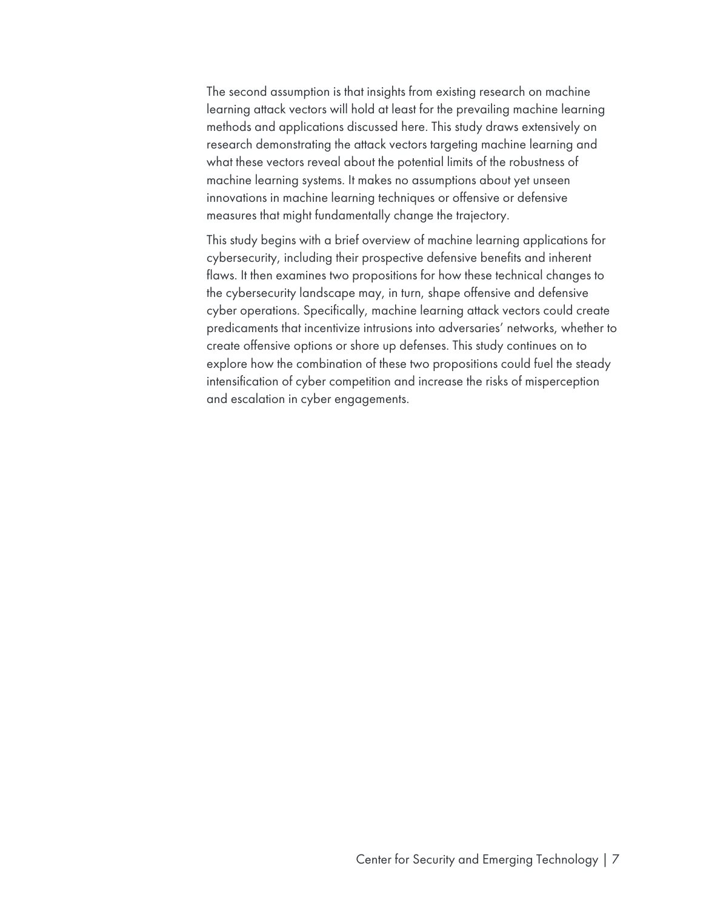The second assumption is that insights from existing research on machine learning attack vectors will hold at least for the prevailing machine learning methods and applications discussed here. This study draws extensively on research demonstrating the attack vectors targeting machine learning and what these vectors reveal about the potential limits of the robustness of machine learning systems. It makes no assumptions about yet unseen innovations in machine learning techniques or offensive or defensive measures that might fundamentally change the trajectory.

This study begins with a brief overview of machine learning applications for cybersecurity, including their prospective defensive benefits and inherent flaws. It then examines two propositions for how these technical changes to the cybersecurity landscape may, in turn, shape offensive and defensive cyber operations. Specifically, machine learning attack vectors could create predicaments that incentivize intrusions into adversaries' networks, whether to create offensive options or shore up defenses. This study continues on to explore how the combination of these two propositions could fuel the steady intensification of cyber competition and increase the risks of misperception and escalation in cyber engagements.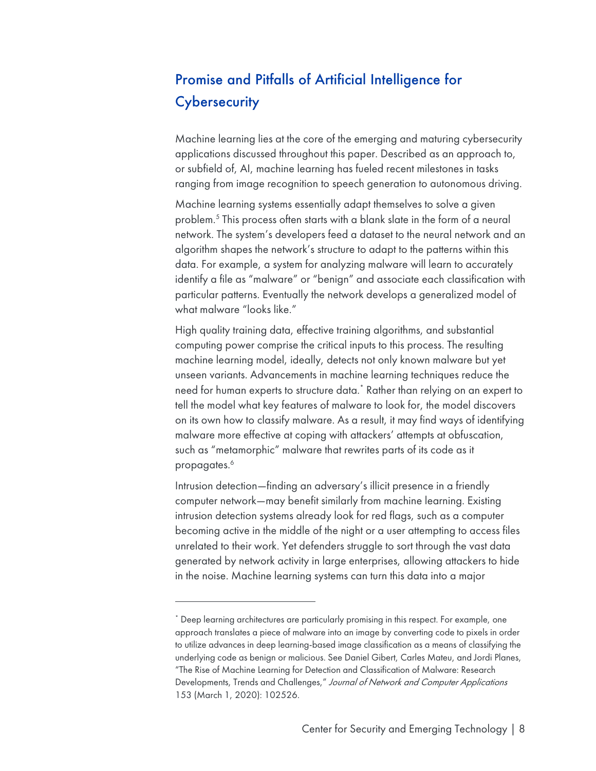## Promise and Pitfalls of Artificial Intelligence for Cybersecurity

Machine learning lies at the core of the emerging and maturing cybersecurity applications discussed throughout this paper. Described as an approach to, or subfield of, AI, machine learning has fueled recent milestones in tasks ranging from image recognition to speech generation to autonomous driving.

Machine learning systems essentially adapt themselves to solve a given problem.[5] This process often starts with a blank slate in the form of a neural network. The system's developers feed a dataset to the neural network and an algorithm shapes the network's structure to adapt to the patterns within this data. For example, a system for analyzing malware will learn to accurately identify a file as "malware" or "benign" and associate each classification with particular patterns. Eventually the network develops a generalized model of what malware "looks like."

High quality training data, effective training algorithms, and substantial computing power comprise the critical inputs to this process. The resulting machine learning model, ideally, detects not only known malware but yet unseen variants. Advancements in machine learning techniques reduce the need for human experts to structure data.[*] Rather than relying on an expert to tell the model what key features of malware to look for, the model discovers on its own how to classify malware. As a result, it may find ways of identifying malware more effective at coping with attackers' attempts at obfuscation, such as "metamorphic" malware that rewrites parts of its code as it propagates.[6]

Intrusion detection—finding an adversary's illicit presence in a friendly computer network—may benefit similarly from machine learning. Existing intrusion detection systems already look for red flags, such as a computer becoming active in the middle of the night or a user attempting to access files unrelated to their work. Yet defenders struggle to sort through the vast data generated by network activity in large enterprises, allowing attackers to hide in the noise. Machine learning systems can turn this data into a major

---

[*] Deep learning architectures are particularly promising in this respect. For example, one approach translates a piece of malware into an image by converting code to pixels in order to utilize advances in deep learning-based image classification as a means of classifying the underlying code as benign or malicious. See Daniel Gibert, Carles Mateu, and Jordi Planes, "The Rise of Machine Learning for Detection and Classification of Malware: Research Developments, Trends and Challenges," *Journal of Network and Computer Applications* 153 (March 1, 2020): 102526.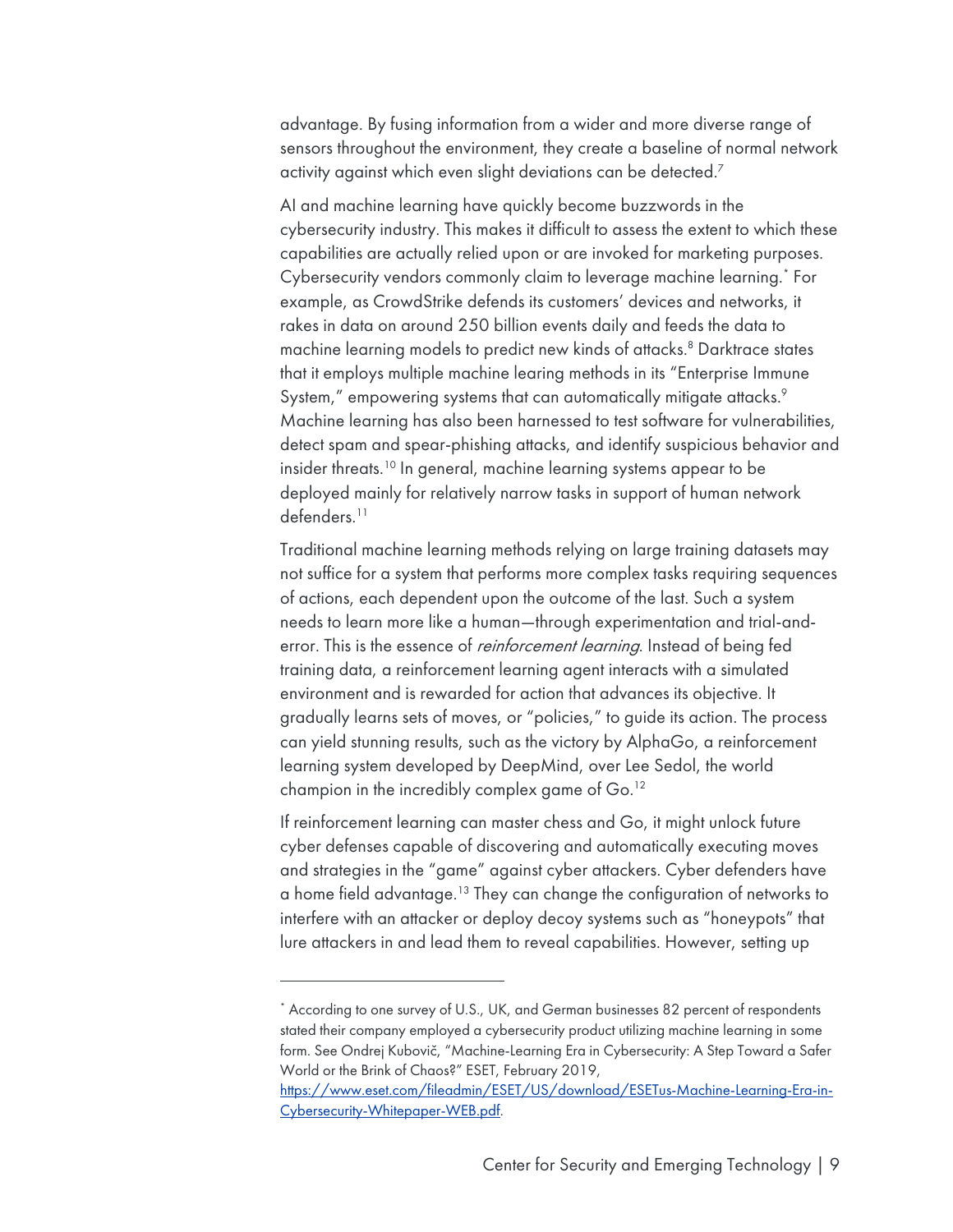advantage. By fusing information from a wider and more diverse range of sensors throughout the environment, they create a baseline of normal network activity against which even slight deviations can be detected.[7]

AI and machine learning have quickly become buzzwords in the cybersecurity industry. This makes it difficult to assess the extent to which these capabilities are actually relied upon or are invoked for marketing purposes. Cybersecurity vendors commonly claim to leverage machine learning.[*] For example, as CrowdStrike defends its customers' devices and networks, it rakes in data on around 250 billion events daily and feeds the data to machine learning models to predict new kinds of attacks.[8] Darktrace states that it employs multiple machine learing methods in its "Enterprise Immune System," empowering systems that can automatically mitigate attacks.[9] Machine learning has also been harnessed to test software for vulnerabilities, detect spam and spear-phishing attacks, and identify suspicious behavior and insider threats.[10] In general, machine learning systems appear to be deployed mainly for relatively narrow tasks in support of human network defenders.[11]

Traditional machine learning methods relying on large training datasets may not suffice for a system that performs more complex tasks requiring sequences of actions, each dependent upon the outcome of the last. Such a system needs to learn more like a human—through experimentation and trial-and-error. This is the essence of *reinforcement learning*. Instead of being fed training data, a reinforcement learning agent interacts with a simulated environment and is rewarded for action that advances its objective. It gradually learns sets of moves, or "policies," to guide its action. The process can yield stunning results, such as the victory by AlphaGo, a reinforcement learning system developed by DeepMind, over Lee Sedol, the world champion in the incredibly complex game of Go.[12]

If reinforcement learning can master chess and Go, it might unlock future cyber defenses capable of discovering and automatically executing moves and strategies in the "game" against cyber attackers. Cyber defenders have a home field advantage.[13] They can change the configuration of networks to interfere with an attacker or deploy decoy systems such as "honeypots" that lure attackers in and lead them to reveal capabilities. However, setting up

---

[*] According to one survey of U.S., UK, and German businesses 82 percent of respondents stated their company employed a cybersecurity product utilizing machine learning in some form. See Ondrej Kubovič, "Machine-Learning Era in Cybersecurity: A Step Toward a Safer World or the Brink of Chaos?" ESET, February 2019, https://www.eset.com/fileadmin/ESET/US/download/ESETus-Machine-Learning-Era-in-Cybersecurity-Whitepaper-WEB.pdf.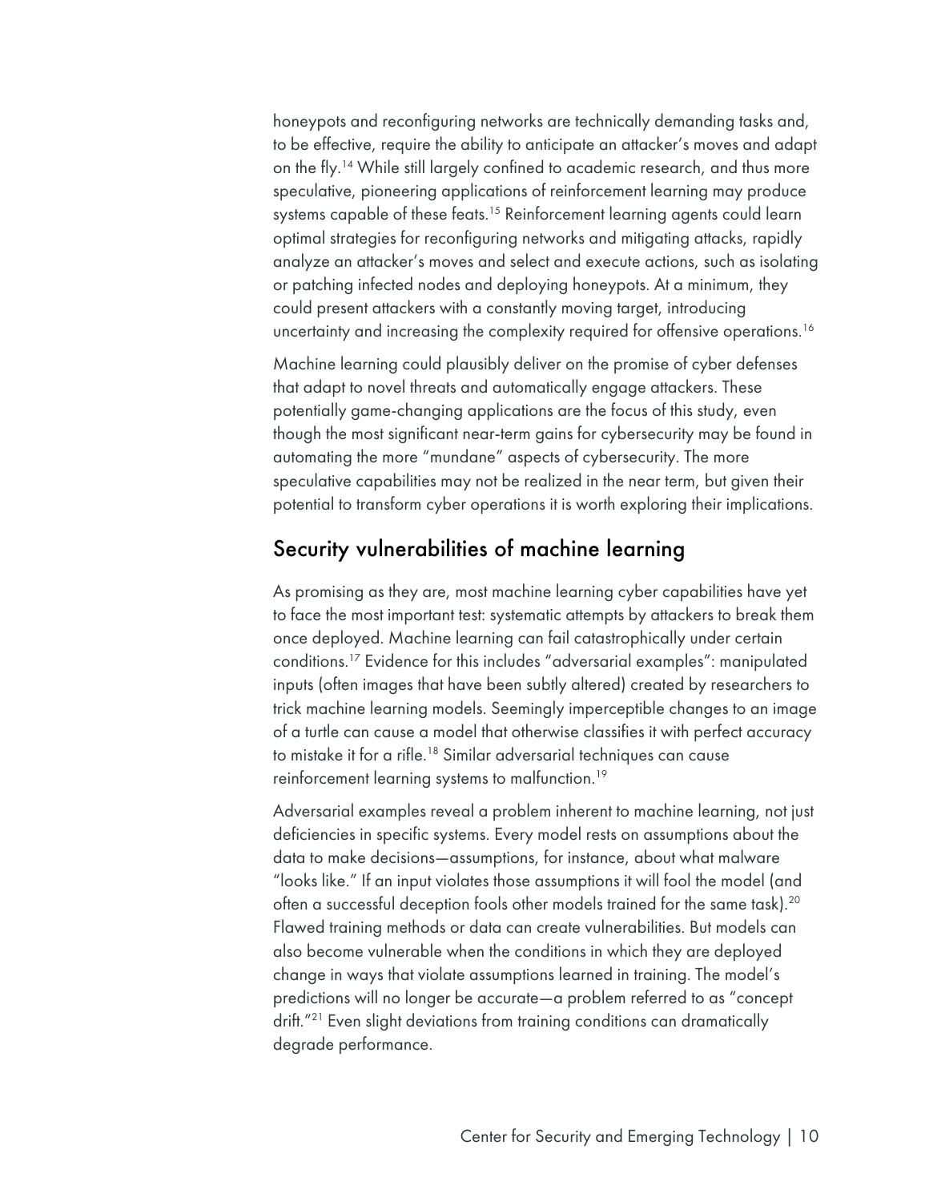honeypots and reconfiguring networks are technically demanding tasks and, to be effective, require the ability to anticipate an attacker's moves and adapt on the fly.[14] While still largely confined to academic research, and thus more speculative, pioneering applications of reinforcement learning may produce systems capable of these feats.[15] Reinforcement learning agents could learn optimal strategies for reconfiguring networks and mitigating attacks, rapidly analyze an attacker's moves and select and execute actions, such as isolating or patching infected nodes and deploying honeypots. At a minimum, they could present attackers with a constantly moving target, introducing uncertainty and increasing the complexity required for offensive operations.[16]

Machine learning could plausibly deliver on the promise of cyber defenses that adapt to novel threats and automatically engage attackers. These potentially game-changing applications are the focus of this study, even though the most significant near-term gains for cybersecurity may be found in automating the more "mundane" aspects of cybersecurity. The more speculative capabilities may not be realized in the near term, but given their potential to transform cyber operations it is worth exploring their implications.

## Security vulnerabilities of machine learning

As promising as they are, most machine learning cyber capabilities have yet to face the most important test: systematic attempts by attackers to break them once deployed. Machine learning can fail catastrophically under certain conditions.[17] Evidence for this includes "adversarial examples": manipulated inputs (often images that have been subtly altered) created by researchers to trick machine learning models. Seemingly imperceptible changes to an image of a turtle can cause a model that otherwise classifies it with perfect accuracy to mistake it for a rifle.[18] Similar adversarial techniques can cause reinforcement learning systems to malfunction.[19]

Adversarial examples reveal a problem inherent to machine learning, not just deficiencies in specific systems. Every model rests on assumptions about the data to make decisions—assumptions, for instance, about what malware "looks like." If an input violates those assumptions it will fool the model (and often a successful deception fools other models trained for the same task).[20] Flawed training methods or data can create vulnerabilities. But models can also become vulnerable when the conditions in which they are deployed change in ways that violate assumptions learned in training. The model's predictions will no longer be accurate—a problem referred to as "concept drift."[21] Even slight deviations from training conditions can dramatically degrade performance.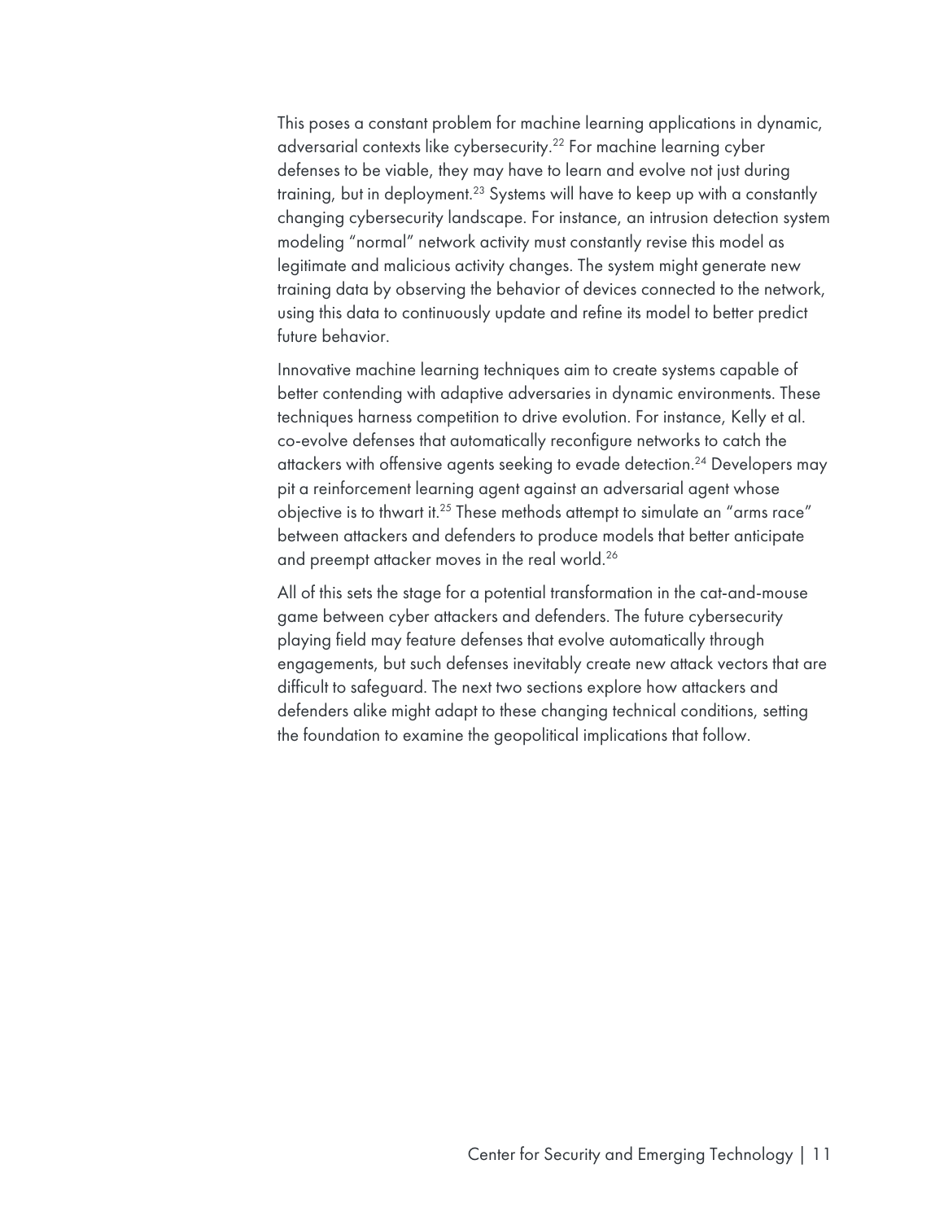This poses a constant problem for machine learning applications in dynamic, adversarial contexts like cybersecurity.[22] For machine learning cyber defenses to be viable, they may have to learn and evolve not just during training, but in deployment.[23] Systems will have to keep up with a constantly changing cybersecurity landscape. For instance, an intrusion detection system modeling "normal" network activity must constantly revise this model as legitimate and malicious activity changes. The system might generate new training data by observing the behavior of devices connected to the network, using this data to continuously update and refine its model to better predict future behavior.

Innovative machine learning techniques aim to create systems capable of better contending with adaptive adversaries in dynamic environments. These techniques harness competition to drive evolution. For instance, Kelly et al. co-evolve defenses that automatically reconfigure networks to catch the attackers with offensive agents seeking to evade detection.[24] Developers may pit a reinforcement learning agent against an adversarial agent whose objective is to thwart it.[25] These methods attempt to simulate an "arms race" between attackers and defenders to produce models that better anticipate and preempt attacker moves in the real world.[26]

All of this sets the stage for a potential transformation in the cat-and-mouse game between cyber attackers and defenders. The future cybersecurity playing field may feature defenses that evolve automatically through engagements, but such defenses inevitably create new attack vectors that are difficult to safeguard. The next two sections explore how attackers and defenders alike might adapt to these changing technical conditions, setting the foundation to examine the geopolitical implications that follow.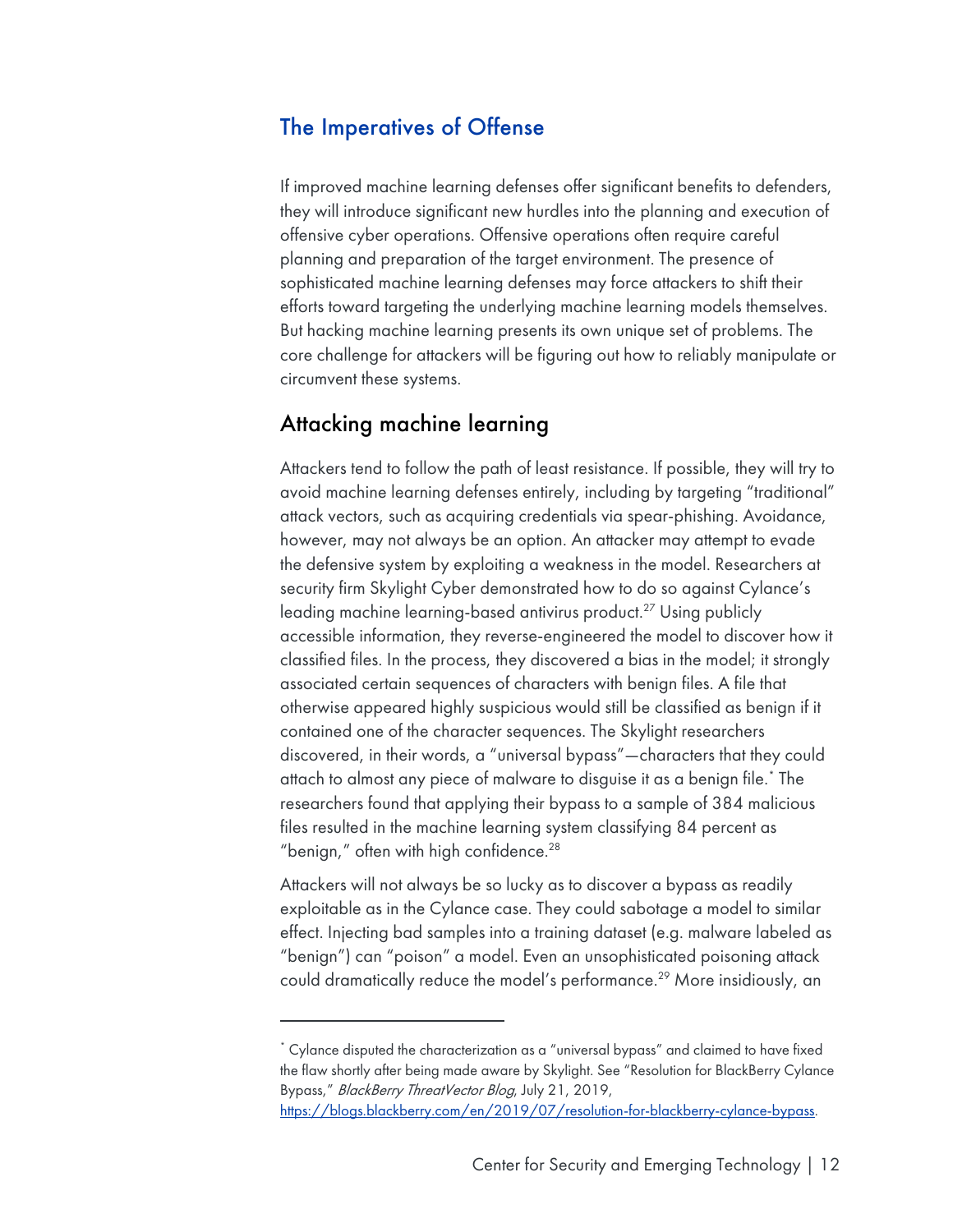## The Imperatives of Offense

If improved machine learning defenses offer significant benefits to defenders, they will introduce significant new hurdles into the planning and execution of offensive cyber operations. Offensive operations often require careful planning and preparation of the target environment. The presence of sophisticated machine learning defenses may force attackers to shift their efforts toward targeting the underlying machine learning models themselves. But hacking machine learning presents its own unique set of problems. The core challenge for attackers will be figuring out how to reliably manipulate or circumvent these systems.

### Attacking machine learning

Attackers tend to follow the path of least resistance. If possible, they will try to avoid machine learning defenses entirely, including by targeting "traditional" attack vectors, such as acquiring credentials via spear-phishing. Avoidance, however, may not always be an option. An attacker may attempt to evade the defensive system by exploiting a weakness in the model. Researchers at security firm Skylight Cyber demonstrated how to do so against Cylance's leading machine learning-based antivirus product.[27] Using publicly accessible information, they reverse-engineered the model to discover how it classified files. In the process, they discovered a bias in the model; it strongly associated certain sequences of characters with benign files. A file that otherwise appeared highly suspicious would still be classified as benign if it contained one of the character sequences. The Skylight researchers discovered, in their words, a "universal bypass"—characters that they could attach to almost any piece of malware to disguise it as a benign file.[*] The researchers found that applying their bypass to a sample of 384 malicious files resulted in the machine learning system classifying 84 percent as "benign," often with high confidence.[28]

Attackers will not always be so lucky as to discover a bypass as readily exploitable as in the Cylance case. They could sabotage a model to similar effect. Injecting bad samples into a training dataset (e.g. malware labeled as "benign") can "poison" a model. Even an unsophisticated poisoning attack could dramatically reduce the model's performance.[29] More insidiously, an

---

[*] Cylance disputed the characterization as a "universal bypass" and claimed to have fixed the flaw shortly after being made aware by Skylight. See "Resolution for BlackBerry Cylance Bypass," *BlackBerry ThreatVector Blog*, July 21, 2019, https://blogs.blackberry.com/en/2019/07/resolution-for-blackberry-cylance-bypass.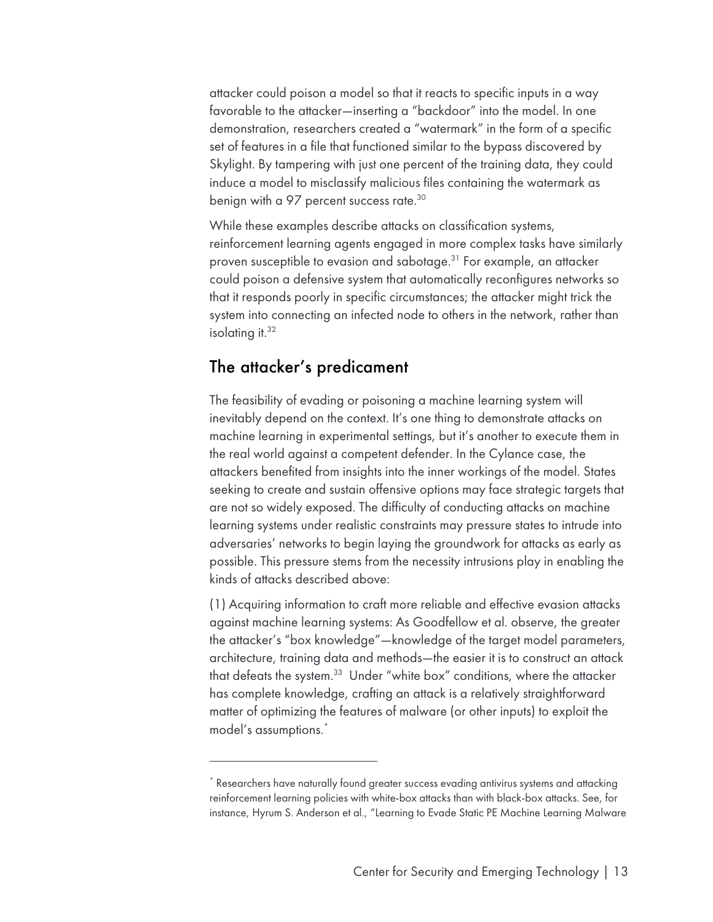attacker could poison a model so that it reacts to specific inputs in a way favorable to the attacker—inserting a "backdoor" into the model. In one demonstration, researchers created a "watermark" in the form of a specific set of features in a file that functioned similar to the bypass discovered by Skylight. By tampering with just one percent of the training data, they could induce a model to misclassify malicious files containing the watermark as benign with a 97 percent success rate.[30]

While these examples describe attacks on classification systems, reinforcement learning agents engaged in more complex tasks have similarly proven susceptible to evasion and sabotage.[31] For example, an attacker could poison a defensive system that automatically reconfigures networks so that it responds poorly in specific circumstances; the attacker might trick the system into connecting an infected node to others in the network, rather than isolating it.[32]

## The attacker's predicament

The feasibility of evading or poisoning a machine learning system will inevitably depend on the context. It's one thing to demonstrate attacks on machine learning in experimental settings, but it's another to execute them in the real world against a competent defender. In the Cylance case, the attackers benefited from insights into the inner workings of the model. States seeking to create and sustain offensive options may face strategic targets that are not so widely exposed. The difficulty of conducting attacks on machine learning systems under realistic constraints may pressure states to intrude into adversaries' networks to begin laying the groundwork for attacks as early as possible. This pressure stems from the necessity intrusions play in enabling the kinds of attacks described above:

(1) Acquiring information to craft more reliable and effective evasion attacks against machine learning systems: As Goodfellow et al. observe, the greater the attacker's "box knowledge"—knowledge of the target model parameters, architecture, training data and methods—the easier it is to construct an attack that defeats the system.[33] Under "white box" conditions, where the attacker has complete knowledge, crafting an attack is a relatively straightforward matter of optimizing the features of malware (or other inputs) to exploit the model's assumptions.*

---

* Researchers have naturally found greater success evading antivirus systems and attacking reinforcement learning policies with white-box attacks than with black-box attacks. See, for instance, Hyrum S. Anderson et al., "Learning to Evade Static PE Machine Learning Malware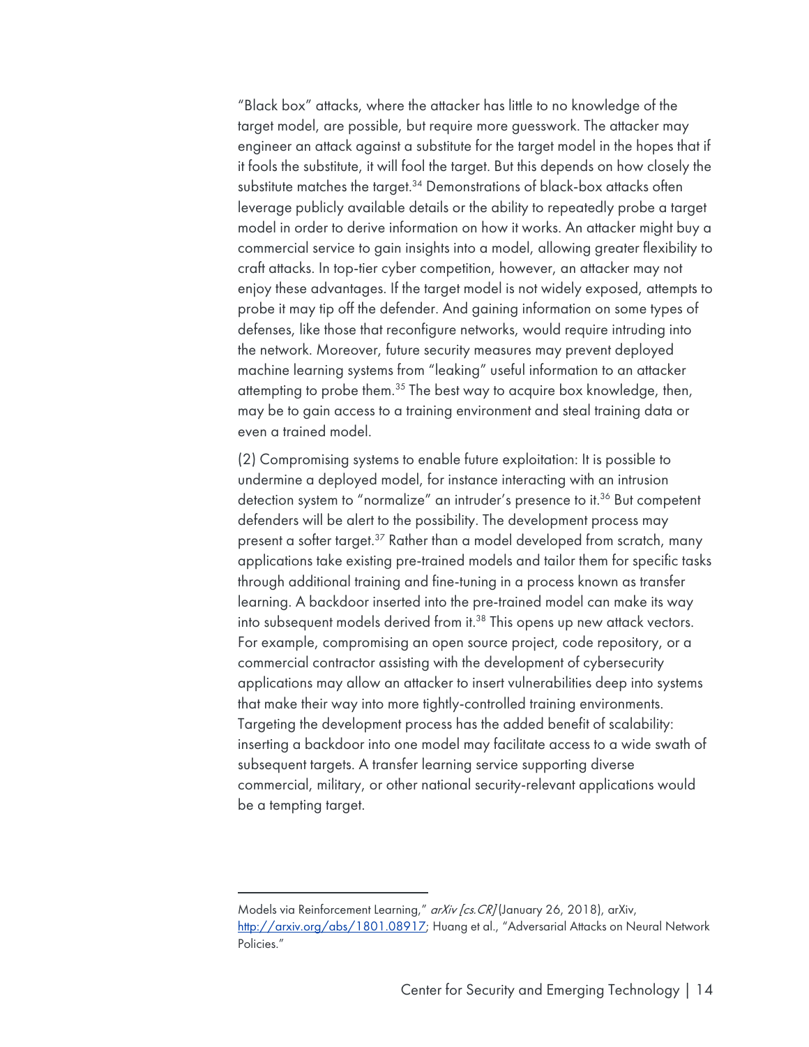"Black box" attacks, where the attacker has little to no knowledge of the target model, are possible, but require more guesswork. The attacker may engineer an attack against a substitute for the target model in the hopes that if it fools the substitute, it will fool the target. But this depends on how closely the substitute matches the target.[34] Demonstrations of black-box attacks often leverage publicly available details or the ability to repeatedly probe a target model in order to derive information on how it works. An attacker might buy a commercial service to gain insights into a model, allowing greater flexibility to craft attacks. In top-tier cyber competition, however, an attacker may not enjoy these advantages. If the target model is not widely exposed, attempts to probe it may tip off the defender. And gaining information on some types of defenses, like those that reconfigure networks, would require intruding into the network. Moreover, future security measures may prevent deployed machine learning systems from "leaking" useful information to an attacker attempting to probe them.[35] The best way to acquire box knowledge, then, may be to gain access to a training environment and steal training data or even a trained model.

(2) Compromising systems to enable future exploitation: It is possible to undermine a deployed model, for instance interacting with an intrusion detection system to "normalize" an intruder's presence to it.[36] But competent defenders will be alert to the possibility. The development process may present a softer target.[37] Rather than a model developed from scratch, many applications take existing pre-trained models and tailor them for specific tasks through additional training and fine-tuning in a process known as transfer learning. A backdoor inserted into the pre-trained model can make its way into subsequent models derived from it.[38] This opens up new attack vectors. For example, compromising an open source project, code repository, or a commercial contractor assisting with the development of cybersecurity applications may allow an attacker to insert vulnerabilities deep into systems that make their way into more tightly-controlled training environments. Targeting the development process has the added benefit of scalability: inserting a backdoor into one model may facilitate access to a wide swath of subsequent targets. A transfer learning service supporting diverse commercial, military, or other national security-relevant applications would be a tempting target.

---

Models via Reinforcement Learning," *arXiv [cs.CR]* (January 26, 2018), arXiv, http://arxiv.org/abs/1801.08917; Huang et al., "Adversarial Attacks on Neural Network Policies."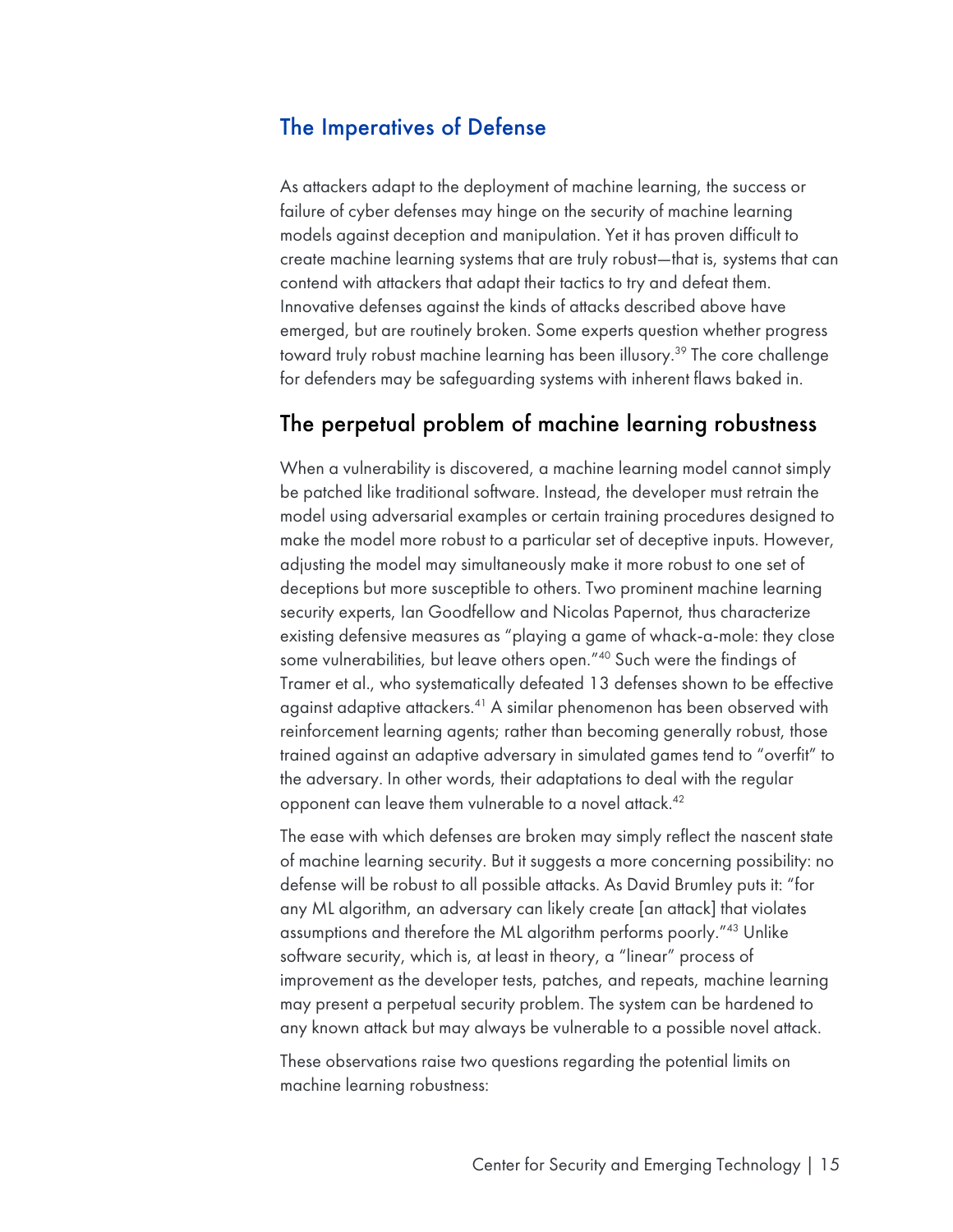## The Imperatives of Defense

As attackers adapt to the deployment of machine learning, the success or failure of cyber defenses may hinge on the security of machine learning models against deception and manipulation. Yet it has proven difficult to create machine learning systems that are truly robust—that is, systems that can contend with attackers that adapt their tactics to try and defeat them. Innovative defenses against the kinds of attacks described above have emerged, but are routinely broken. Some experts question whether progress toward truly robust machine learning has been illusory.[39] The core challenge for defenders may be safeguarding systems with inherent flaws baked in.

### The perpetual problem of machine learning robustness

When a vulnerability is discovered, a machine learning model cannot simply be patched like traditional software. Instead, the developer must retrain the model using adversarial examples or certain training procedures designed to make the model more robust to a particular set of deceptive inputs. However, adjusting the model may simultaneously make it more robust to one set of deceptions but more susceptible to others. Two prominent machine learning security experts, Ian Goodfellow and Nicolas Papernot, thus characterize existing defensive measures as "playing a game of whack-a-mole: they close some vulnerabilities, but leave others open."[40] Such were the findings of Tramer et al., who systematically defeated 13 defenses shown to be effective against adaptive attackers.[41] A similar phenomenon has been observed with reinforcement learning agents; rather than becoming generally robust, those trained against an adaptive adversary in simulated games tend to "overfit" to the adversary. In other words, their adaptations to deal with the regular opponent can leave them vulnerable to a novel attack.[42]

The ease with which defenses are broken may simply reflect the nascent state of machine learning security. But it suggests a more concerning possibility: no defense will be robust to all possible attacks. As David Brumley puts it: "for any ML algorithm, an adversary can likely create [an attack] that violates assumptions and therefore the ML algorithm performs poorly."[43] Unlike software security, which is, at least in theory, a "linear" process of improvement as the developer tests, patches, and repeats, machine learning may present a perpetual security problem. The system can be hardened to any known attack but may always be vulnerable to a possible novel attack.

These observations raise two questions regarding the potential limits on machine learning robustness: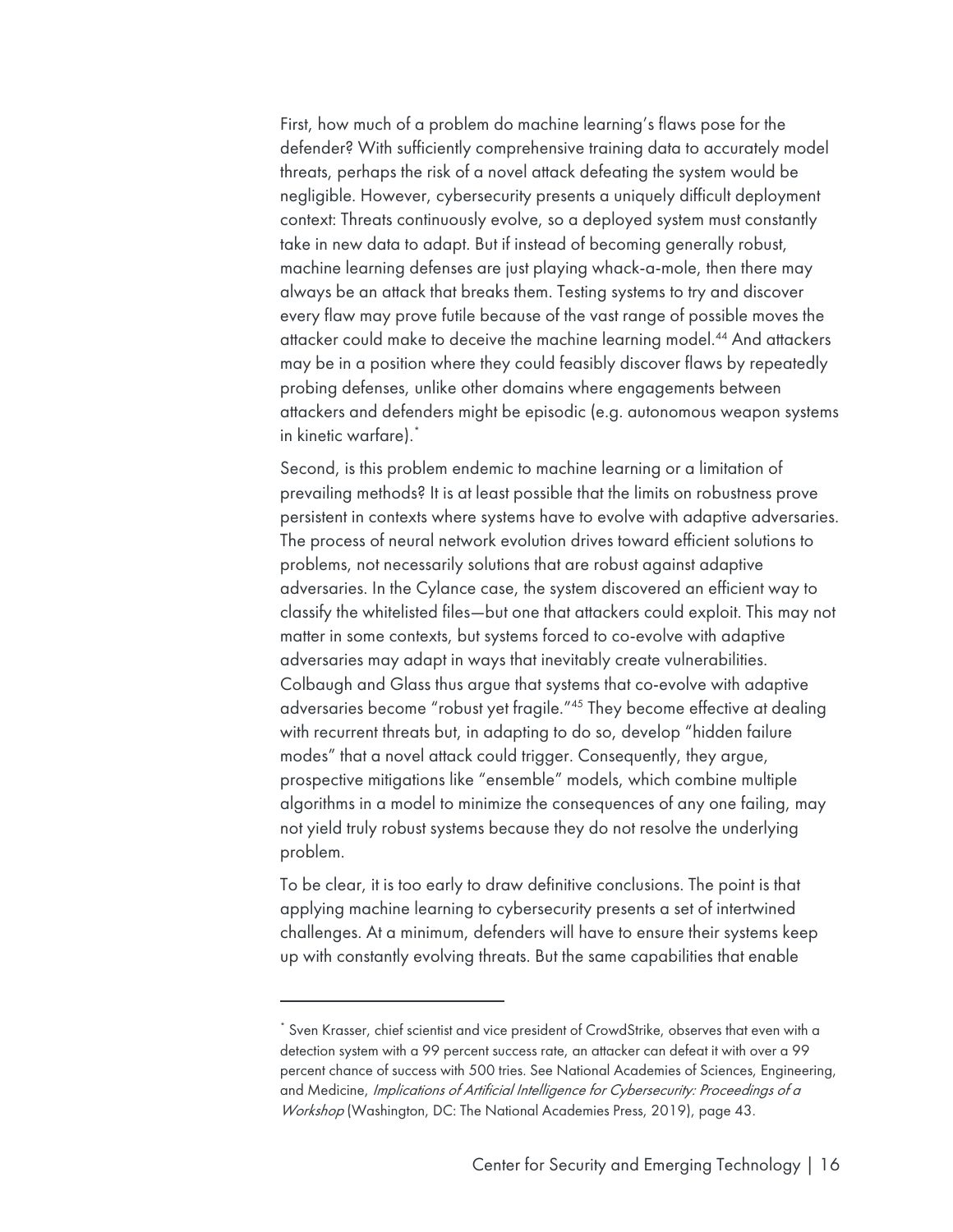First, how much of a problem do machine learning's flaws pose for the defender? With sufficiently comprehensive training data to accurately model threats, perhaps the risk of a novel attack defeating the system would be negligible. However, cybersecurity presents a uniquely difficult deployment context: Threats continuously evolve, so a deployed system must constantly take in new data to adapt. But if instead of becoming generally robust, machine learning defenses are just playing whack-a-mole, then there may always be an attack that breaks them. Testing systems to try and discover every flaw may prove futile because of the vast range of possible moves the attacker could make to deceive the machine learning model.[44] And attackers may be in a position where they could feasibly discover flaws by repeatedly probing defenses, unlike other domains where engagements between attackers and defenders might be episodic (e.g. autonomous weapon systems in kinetic warfare).[*]

Second, is this problem endemic to machine learning or a limitation of prevailing methods? It is at least possible that the limits on robustness prove persistent in contexts where systems have to evolve with adaptive adversaries. The process of neural network evolution drives toward efficient solutions to problems, not necessarily solutions that are robust against adaptive adversaries. In the Cylance case, the system discovered an efficient way to classify the whitelisted files—but one that attackers could exploit. This may not matter in some contexts, but systems forced to co-evolve with adaptive adversaries may adapt in ways that inevitably create vulnerabilities. Colbaugh and Glass thus argue that systems that co-evolve with adaptive adversaries become "robust yet fragile."[45] They become effective at dealing with recurrent threats but, in adapting to do so, develop "hidden failure modes" that a novel attack could trigger. Consequently, they argue, prospective mitigations like "ensemble" models, which combine multiple algorithms in a model to minimize the consequences of any one failing, may not yield truly robust systems because they do not resolve the underlying problem.

To be clear, it is too early to draw definitive conclusions. The point is that applying machine learning to cybersecurity presents a set of intertwined challenges. At a minimum, defenders will have to ensure their systems keep up with constantly evolving threats. But the same capabilities that enable

---

[*] Sven Krasser, chief scientist and vice president of CrowdStrike, observes that even with a detection system with a 99 percent success rate, an attacker can defeat it with over a 99 percent chance of success with 500 tries. See National Academies of Sciences, Engineering, and Medicine, *Implications of Artificial Intelligence for Cybersecurity: Proceedings of a Workshop* (Washington, DC: The National Academies Press, 2019), page 43.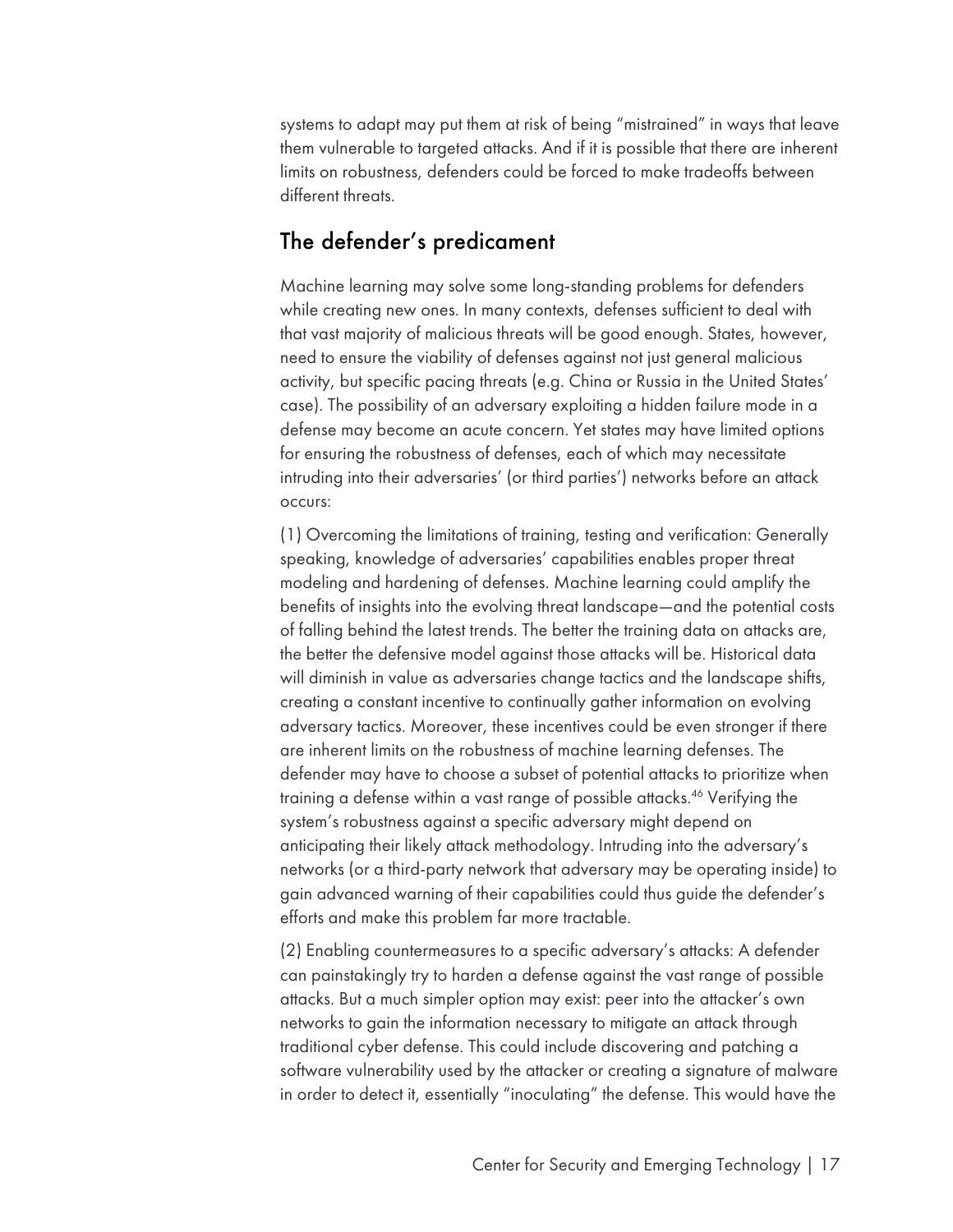systems to adapt may put them at risk of being "mistrained" in ways that leave them vulnerable to targeted attacks. And if it is possible that there are inherent limits on robustness, defenders could be forced to make tradeoffs between different threats.

## The defender's predicament

Machine learning may solve some long-standing problems for defenders while creating new ones. In many contexts, defenses sufficient to deal with that vast majority of malicious threats will be good enough. States, however, need to ensure the viability of defenses against not just general malicious activity, but specific pacing threats (e.g. China or Russia in the United States' case). The possibility of an adversary exploiting a hidden failure mode in a defense may become an acute concern. Yet states may have limited options for ensuring the robustness of defenses, each of which may necessitate intruding into their adversaries' (or third parties') networks before an attack occurs:

(1) Overcoming the limitations of training, testing and verification: Generally speaking, knowledge of adversaries' capabilities enables proper threat modeling and hardening of defenses. Machine learning could amplify the benefits of insights into the evolving threat landscape—and the potential costs of falling behind the latest trends. The better the training data on attacks are, the better the defensive model against those attacks will be. Historical data will diminish in value as adversaries change tactics and the landscape shifts, creating a constant incentive to continually gather information on evolving adversary tactics. Moreover, these incentives could be even stronger if there are inherent limits on the robustness of machine learning defenses. The defender may have to choose a subset of potential attacks to prioritize when training a defense within a vast range of possible attacks.[46] Verifying the system's robustness against a specific adversary might depend on anticipating their likely attack methodology. Intruding into the adversary's networks (or a third-party network that adversary may be operating inside) to gain advanced warning of their capabilities could thus guide the defender's efforts and make this problem far more tractable.

(2) Enabling countermeasures to a specific adversary's attacks: A defender can painstakingly try to harden a defense against the vast range of possible attacks. But a much simpler option may exist: peer into the attacker's own networks to gain the information necessary to mitigate an attack through traditional cyber defense. This could include discovering and patching a software vulnerability used by the attacker or creating a signature of malware in order to detect it, essentially "inoculating" the defense. This would have the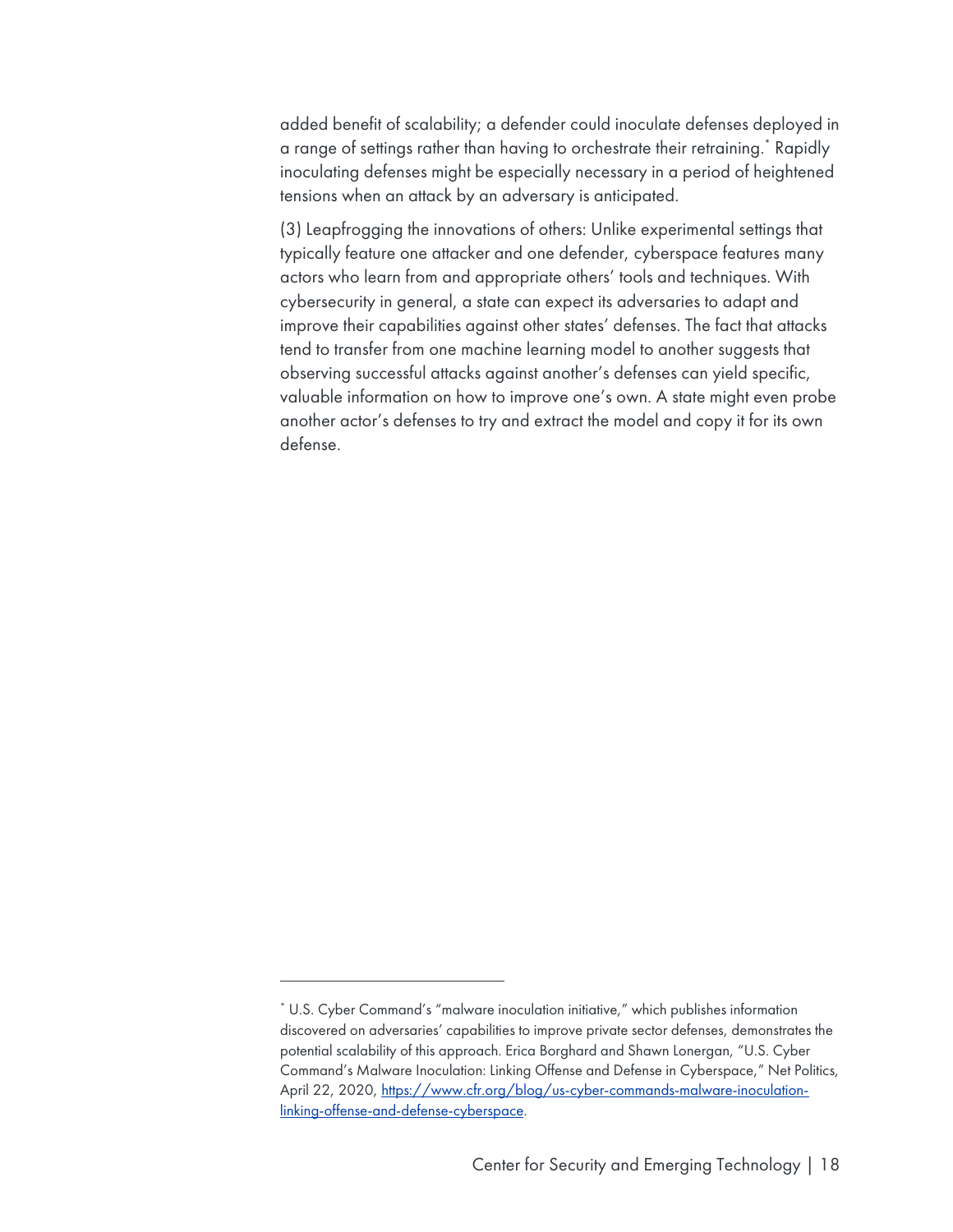added benefit of scalability; a defender could inoculate defenses deployed in a range of settings rather than having to orchestrate their retraining.[*] Rapidly inoculating defenses might be especially necessary in a period of heightened tensions when an attack by an adversary is anticipated.

(3) Leapfrogging the innovations of others: Unlike experimental settings that typically feature one attacker and one defender, cyberspace features many actors who learn from and appropriate others' tools and techniques. With cybersecurity in general, a state can expect its adversaries to adapt and improve their capabilities against other states' defenses. The fact that attacks tend to transfer from one machine learning model to another suggests that observing successful attacks against another's defenses can yield specific, valuable information on how to improve one's own. A state might even probe another actor's defenses to try and extract the model and copy it for its own defense.

---

[*] U.S. Cyber Command's "malware inoculation initiative," which publishes information discovered on adversaries' capabilities to improve private sector defenses, demonstrates the potential scalability of this approach. Erica Borghard and Shawn Lonergan, "U.S. Cyber Command's Malware Inoculation: Linking Offense and Defense in Cyberspace," Net Politics, April 22, 2020, https://www.cfr.org/blog/us-cyber-commands-malware-inoculation-linking-offense-and-defense-cyberspace.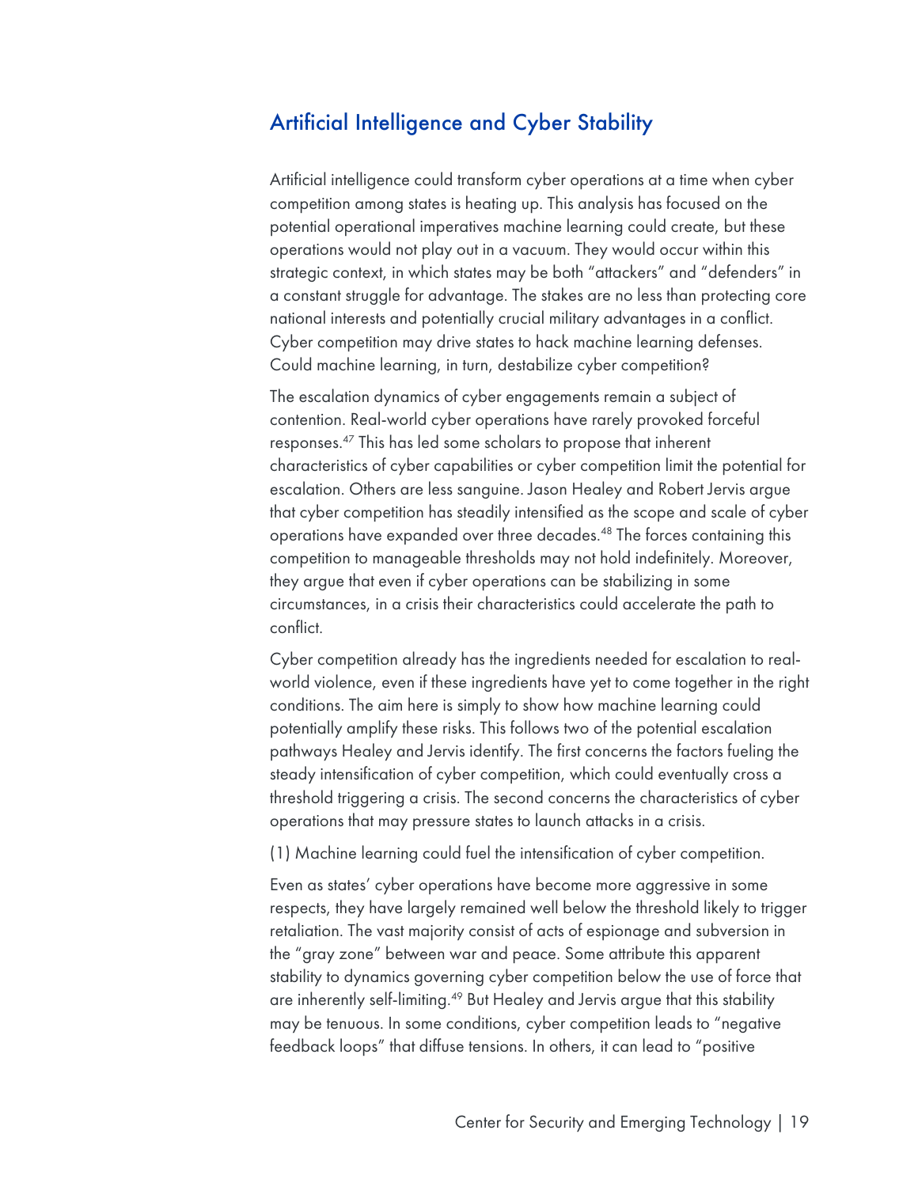## Artificial Intelligence and Cyber Stability

Artificial intelligence could transform cyber operations at a time when cyber competition among states is heating up. This analysis has focused on the potential operational imperatives machine learning could create, but these operations would not play out in a vacuum. They would occur within this strategic context, in which states may be both "attackers" and "defenders" in a constant struggle for advantage. The stakes are no less than protecting core national interests and potentially crucial military advantages in a conflict. Cyber competition may drive states to hack machine learning defenses. Could machine learning, in turn, destabilize cyber competition?

The escalation dynamics of cyber engagements remain a subject of contention. Real-world cyber operations have rarely provoked forceful responses.[47] This has led some scholars to propose that inherent characteristics of cyber capabilities or cyber competition limit the potential for escalation. Others are less sanguine. Jason Healey and Robert Jervis argue that cyber competition has steadily intensified as the scope and scale of cyber operations have expanded over three decades.[48] The forces containing this competition to manageable thresholds may not hold indefinitely. Moreover, they argue that even if cyber operations can be stabilizing in some circumstances, in a crisis their characteristics could accelerate the path to conflict.

Cyber competition already has the ingredients needed for escalation to real-world violence, even if these ingredients have yet to come together in the right conditions. The aim here is simply to show how machine learning could potentially amplify these risks. This follows two of the potential escalation pathways Healey and Jervis identify. The first concerns the factors fueling the steady intensification of cyber competition, which could eventually cross a threshold triggering a crisis. The second concerns the characteristics of cyber operations that may pressure states to launch attacks in a crisis.

(1) Machine learning could fuel the intensification of cyber competition.

Even as states' cyber operations have become more aggressive in some respects, they have largely remained well below the threshold likely to trigger retaliation. The vast majority consist of acts of espionage and subversion in the "gray zone" between war and peace. Some attribute this apparent stability to dynamics governing cyber competition below the use of force that are inherently self-limiting.[49] But Healey and Jervis argue that this stability may be tenuous. In some conditions, cyber competition leads to "negative feedback loops" that diffuse tensions. In others, it can lead to "positive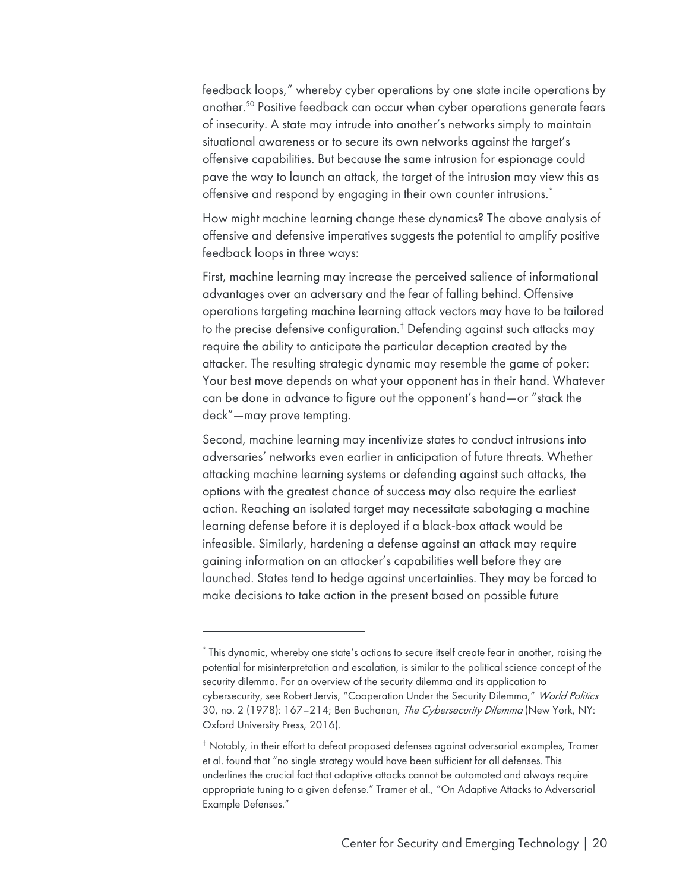feedback loops," whereby cyber operations by one state incite operations by another.[50] Positive feedback can occur when cyber operations generate fears of insecurity. A state may intrude into another's networks simply to maintain situational awareness or to secure its own networks against the target's offensive capabilities. But because the same intrusion for espionage could pave the way to launch an attack, the target of the intrusion may view this as offensive and respond by engaging in their own counter intrusions.[*]

How might machine learning change these dynamics? The above analysis of offensive and defensive imperatives suggests the potential to amplify positive feedback loops in three ways:

First, machine learning may increase the perceived salience of informational advantages over an adversary and the fear of falling behind. Offensive operations targeting machine learning attack vectors may have to be tailored to the precise defensive configuration.[†] Defending against such attacks may require the ability to anticipate the particular deception created by the attacker. The resulting strategic dynamic may resemble the game of poker: Your best move depends on what your opponent has in their hand. Whatever can be done in advance to figure out the opponent's hand—or "stack the deck"—may prove tempting.

Second, machine learning may incentivize states to conduct intrusions into adversaries' networks even earlier in anticipation of future threats. Whether attacking machine learning systems or defending against such attacks, the options with the greatest chance of success may also require the earliest action. Reaching an isolated target may necessitate sabotaging a machine learning defense before it is deployed if a black-box attack would be infeasible. Similarly, hardening a defense against an attack may require gaining information on an attacker's capabilities well before they are launched. States tend to hedge against uncertainties. They may be forced to make decisions to take action in the present based on possible future

---

[*] This dynamic, whereby one state's actions to secure itself create fear in another, raising the potential for misinterpretation and escalation, is similar to the political science concept of the security dilemma. For an overview of the security dilemma and its application to cybersecurity, see Robert Jervis, "Cooperation Under the Security Dilemma," *World Politics* 30, no. 2 (1978): 167–214; Ben Buchanan, *The Cybersecurity Dilemma* (New York, NY: Oxford University Press, 2016).

[†] Notably, in their effort to defeat proposed defenses against adversarial examples, Tramer et al. found that "no single strategy would have been sufficient for all defenses. This underlines the crucial fact that adaptive attacks cannot be automated and always require appropriate tuning to a given defense." Tramer et al., "On Adaptive Attacks to Adversarial Example Defenses."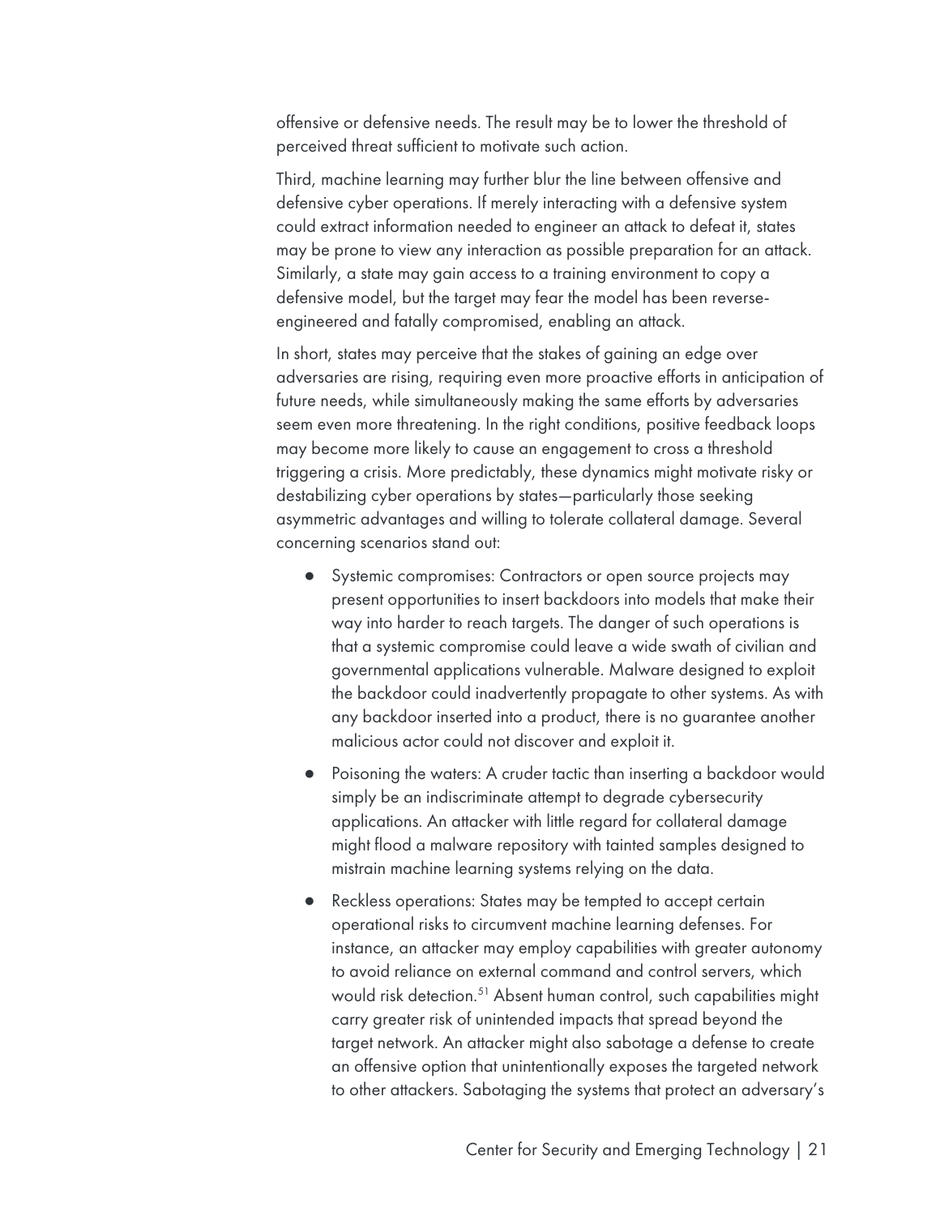offensive or defensive needs. The result may be to lower the threshold of perceived threat sufficient to motivate such action.

Third, machine learning may further blur the line between offensive and defensive cyber operations. If merely interacting with a defensive system could extract information needed to engineer an attack to defeat it, states may be prone to view any interaction as possible preparation for an attack. Similarly, a state may gain access to a training environment to copy a defensive model, but the target may fear the model has been reverse-engineered and fatally compromised, enabling an attack.

In short, states may perceive that the stakes of gaining an edge over adversaries are rising, requiring even more proactive efforts in anticipation of future needs, while simultaneously making the same efforts by adversaries seem even more threatening. In the right conditions, positive feedback loops may become more likely to cause an engagement to cross a threshold triggering a crisis. More predictably, these dynamics might motivate risky or destabilizing cyber operations by states—particularly those seeking asymmetric advantages and willing to tolerate collateral damage. Several concerning scenarios stand out:

- Systemic compromises: Contractors or open source projects may present opportunities to insert backdoors into models that make their way into harder to reach targets. The danger of such operations is that a systemic compromise could leave a wide swath of civilian and governmental applications vulnerable. Malware designed to exploit the backdoor could inadvertently propagate to other systems. As with any backdoor inserted into a product, there is no guarantee another malicious actor could not discover and exploit it.
- Poisoning the waters: A cruder tactic than inserting a backdoor would simply be an indiscriminate attempt to degrade cybersecurity applications. An attacker with little regard for collateral damage might flood a malware repository with tainted samples designed to mistrain machine learning systems relying on the data.
- Reckless operations: States may be tempted to accept certain operational risks to circumvent machine learning defenses. For instance, an attacker may employ capabilities with greater autonomy to avoid reliance on external command and control servers, which would risk detection.[51] Absent human control, such capabilities might carry greater risk of unintended impacts that spread beyond the target network. An attacker might also sabotage a defense to create an offensive option that unintentionally exposes the targeted network to other attackers. Sabotaging the systems that protect an adversary's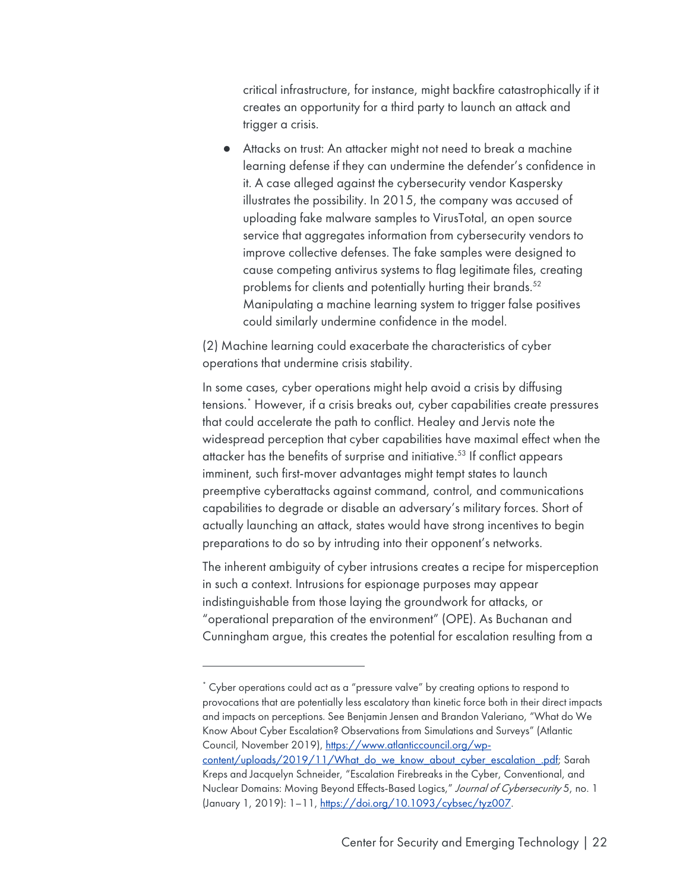critical infrastructure, for instance, might backfire catastrophically if it creates an opportunity for a third party to launch an attack and trigger a crisis.

- Attacks on trust: An attacker might not need to break a machine learning defense if they can undermine the defender's confidence in it. A case alleged against the cybersecurity vendor Kaspersky illustrates the possibility. In 2015, the company was accused of uploading fake malware samples to VirusTotal, an open source service that aggregates information from cybersecurity vendors to improve collective defenses. The fake samples were designed to cause competing antivirus systems to flag legitimate files, creating problems for clients and potentially hurting their brands.[52] Manipulating a machine learning system to trigger false positives could similarly undermine confidence in the model.

(2) Machine learning could exacerbate the characteristics of cyber operations that undermine crisis stability.

In some cases, cyber operations might help avoid a crisis by diffusing tensions.[*] However, if a crisis breaks out, cyber capabilities create pressures that could accelerate the path to conflict. Healey and Jervis note the widespread perception that cyber capabilities have maximal effect when the attacker has the benefits of surprise and initiative.[53] If conflict appears imminent, such first-mover advantages might tempt states to launch preemptive cyberattacks against command, control, and communications capabilities to degrade or disable an adversary's military forces. Short of actually launching an attack, states would have strong incentives to begin preparations to do so by intruding into their opponent's networks.

The inherent ambiguity of cyber intrusions creates a recipe for misperception in such a context. Intrusions for espionage purposes may appear indistinguishable from those laying the groundwork for attacks, or "operational preparation of the environment" (OPE). As Buchanan and Cunningham argue, this creates the potential for escalation resulting from a

---

[*] Cyber operations could act as a "pressure valve" by creating options to respond to provocations that are potentially less escalatory than kinetic force both in their direct impacts and impacts on perceptions. See Benjamin Jensen and Brandon Valeriano, "What do We Know About Cyber Escalation? Observations from Simulations and Surveys" (Atlantic Council, November 2019), https://www.atlanticcouncil.org/wp-content/uploads/2019/11/What_do_we_know_about_cyber_escalation_.pdf; Sarah Kreps and Jacquelyn Schneider, "Escalation Firebreaks in the Cyber, Conventional, and Nuclear Domains: Moving Beyond Effects-Based Logics," *Journal of Cybersecurity* 5, no. 1 (January 1, 2019): 1–11, https://doi.org/10.1093/cybsec/tyz007.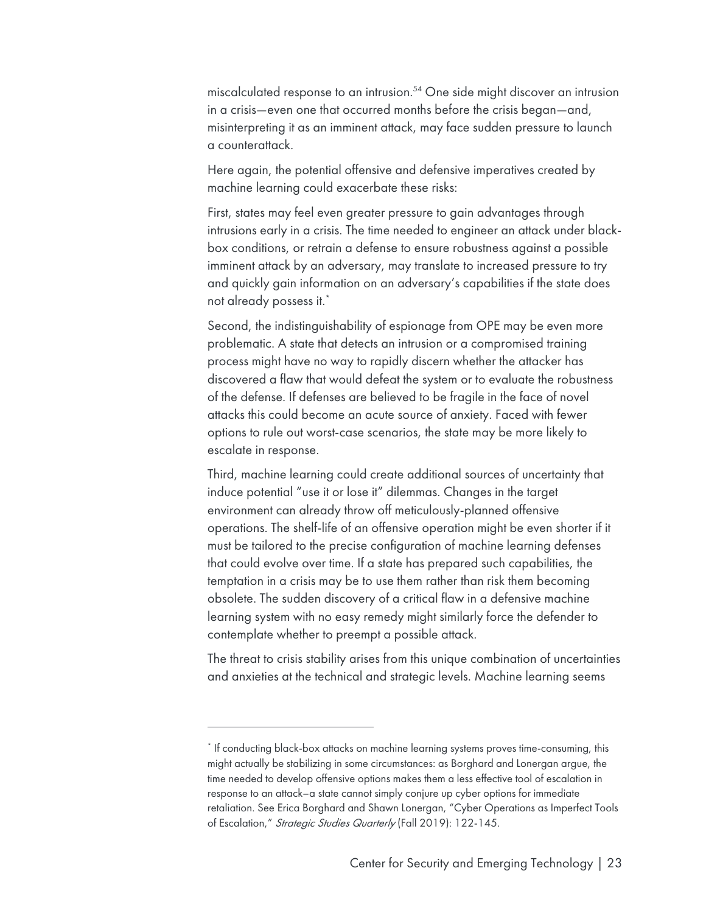miscalculated response to an intrusion.[54] One side might discover an intrusion in a crisis—even one that occurred months before the crisis began—and, misinterpreting it as an imminent attack, may face sudden pressure to launch a counterattack.

Here again, the potential offensive and defensive imperatives created by machine learning could exacerbate these risks:

First, states may feel even greater pressure to gain advantages through intrusions early in a crisis. The time needed to engineer an attack under black-box conditions, or retrain a defense to ensure robustness against a possible imminent attack by an adversary, may translate to increased pressure to try and quickly gain information on an adversary's capabilities if the state does not already possess it.[*]

Second, the indistinguishability of espionage from OPE may be even more problematic. A state that detects an intrusion or a compromised training process might have no way to rapidly discern whether the attacker has discovered a flaw that would defeat the system or to evaluate the robustness of the defense. If defenses are believed to be fragile in the face of novel attacks this could become an acute source of anxiety. Faced with fewer options to rule out worst-case scenarios, the state may be more likely to escalate in response.

Third, machine learning could create additional sources of uncertainty that induce potential "use it or lose it" dilemmas. Changes in the target environment can already throw off meticulously-planned offensive operations. The shelf-life of an offensive operation might be even shorter if it must be tailored to the precise configuration of machine learning defenses that could evolve over time. If a state has prepared such capabilities, the temptation in a crisis may be to use them rather than risk them becoming obsolete. The sudden discovery of a critical flaw in a defensive machine learning system with no easy remedy might similarly force the defender to contemplate whether to preempt a possible attack.

The threat to crisis stability arises from this unique combination of uncertainties and anxieties at the technical and strategic levels. Machine learning seems

---

[*] If conducting black-box attacks on machine learning systems proves time-consuming, this might actually be stabilizing in some circumstances: as Borghard and Lonergan argue, the time needed to develop offensive options makes them a less effective tool of escalation in response to an attack–a state cannot simply conjure up cyber options for immediate retaliation. See Erica Borghard and Shawn Lonergan, "Cyber Operations as Imperfect Tools of Escalation," *Strategic Studies Quarterly* (Fall 2019): 122-145.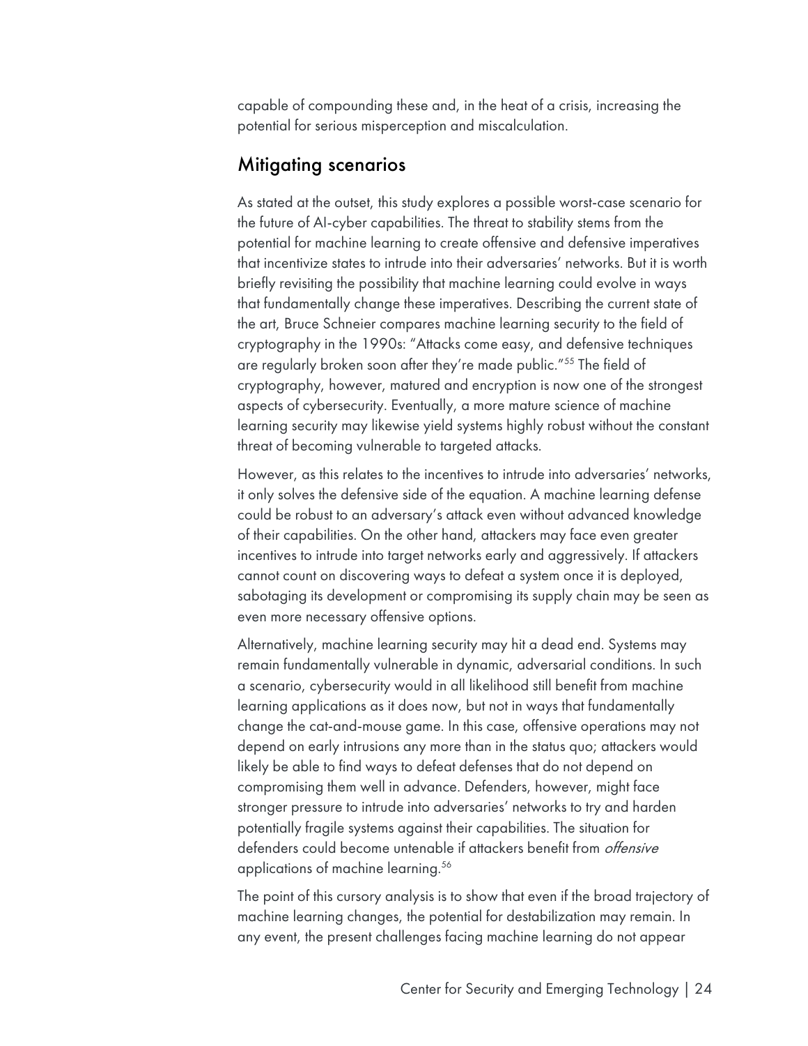capable of compounding these and, in the heat of a crisis, increasing the potential for serious misperception and miscalculation.

## Mitigating scenarios

As stated at the outset, this study explores a possible worst-case scenario for the future of AI-cyber capabilities. The threat to stability stems from the potential for machine learning to create offensive and defensive imperatives that incentivize states to intrude into their adversaries' networks. But it is worth briefly revisiting the possibility that machine learning could evolve in ways that fundamentally change these imperatives. Describing the current state of the art, Bruce Schneier compares machine learning security to the field of cryptography in the 1990s: "Attacks come easy, and defensive techniques are regularly broken soon after they're made public."[55] The field of cryptography, however, matured and encryption is now one of the strongest aspects of cybersecurity. Eventually, a more mature science of machine learning security may likewise yield systems highly robust without the constant threat of becoming vulnerable to targeted attacks.

However, as this relates to the incentives to intrude into adversaries' networks, it only solves the defensive side of the equation. A machine learning defense could be robust to an adversary's attack even without advanced knowledge of their capabilities. On the other hand, attackers may face even greater incentives to intrude into target networks early and aggressively. If attackers cannot count on discovering ways to defeat a system once it is deployed, sabotaging its development or compromising its supply chain may be seen as even more necessary offensive options.

Alternatively, machine learning security may hit a dead end. Systems may remain fundamentally vulnerable in dynamic, adversarial conditions. In such a scenario, cybersecurity would in all likelihood still benefit from machine learning applications as it does now, but not in ways that fundamentally change the cat-and-mouse game. In this case, offensive operations may not depend on early intrusions any more than in the status quo; attackers would likely be able to find ways to defeat defenses that do not depend on compromising them well in advance. Defenders, however, might face stronger pressure to intrude into adversaries' networks to try and harden potentially fragile systems against their capabilities. The situation for defenders could become untenable if attackers benefit from *offensive* applications of machine learning.[56]

The point of this cursory analysis is to show that even if the broad trajectory of machine learning changes, the potential for destabilization may remain. In any event, the present challenges facing machine learning do not appear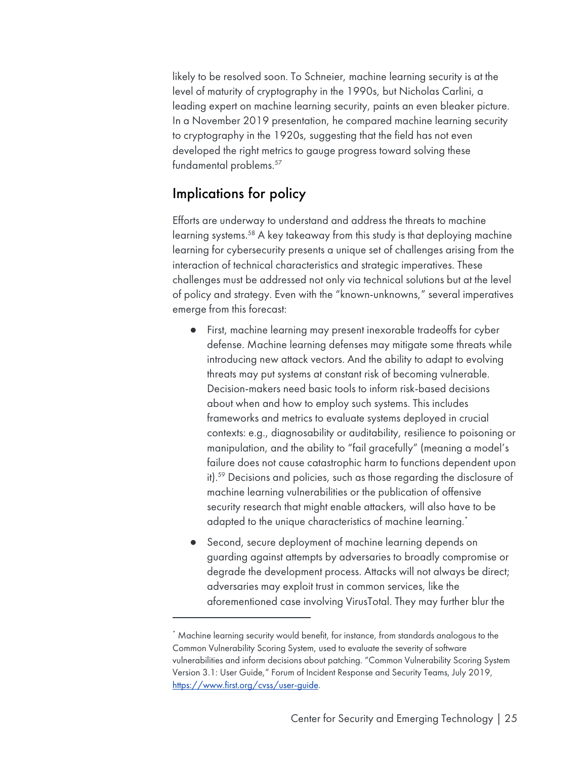likely to be resolved soon. To Schneier, machine learning security is at the level of maturity of cryptography in the 1990s, but Nicholas Carlini, a leading expert on machine learning security, paints an even bleaker picture. In a November 2019 presentation, he compared machine learning security to cryptography in the 1920s, suggesting that the field has not even developed the right metrics to gauge progress toward solving these fundamental problems.[57]

## Implications for policy

Efforts are underway to understand and address the threats to machine learning systems.[58] A key takeaway from this study is that deploying machine learning for cybersecurity presents a unique set of challenges arising from the interaction of technical characteristics and strategic imperatives. These challenges must be addressed not only via technical solutions but at the level of policy and strategy. Even with the "known-unknowns," several imperatives emerge from this forecast:

- First, machine learning may present inexorable tradeoffs for cyber defense. Machine learning defenses may mitigate some threats while introducing new attack vectors. And the ability to adapt to evolving threats may put systems at constant risk of becoming vulnerable. Decision-makers need basic tools to inform risk-based decisions about when and how to employ such systems. This includes frameworks and metrics to evaluate systems deployed in crucial contexts: e.g., diagnosability or auditability, resilience to poisoning or manipulation, and the ability to "fail gracefully" (meaning a model's failure does not cause catastrophic harm to functions dependent upon it).[59] Decisions and policies, such as those regarding the disclosure of machine learning vulnerabilities or the publication of offensive security research that might enable attackers, will also have to be adapted to the unique characteristics of machine learning.*

- Second, secure deployment of machine learning depends on guarding against attempts by adversaries to broadly compromise or degrade the development process. Attacks will not always be direct; adversaries may exploit trust in common services, like the aforementioned case involving VirusTotal. They may further blur the

---

* Machine learning security would benefit, for instance, from standards analogous to the Common Vulnerability Scoring System, used to evaluate the severity of software vulnerabilities and inform decisions about patching. "Common Vulnerability Scoring System Version 3.1: User Guide," Forum of Incident Response and Security Teams, July 2019, https://www.first.org/cvss/user-guide.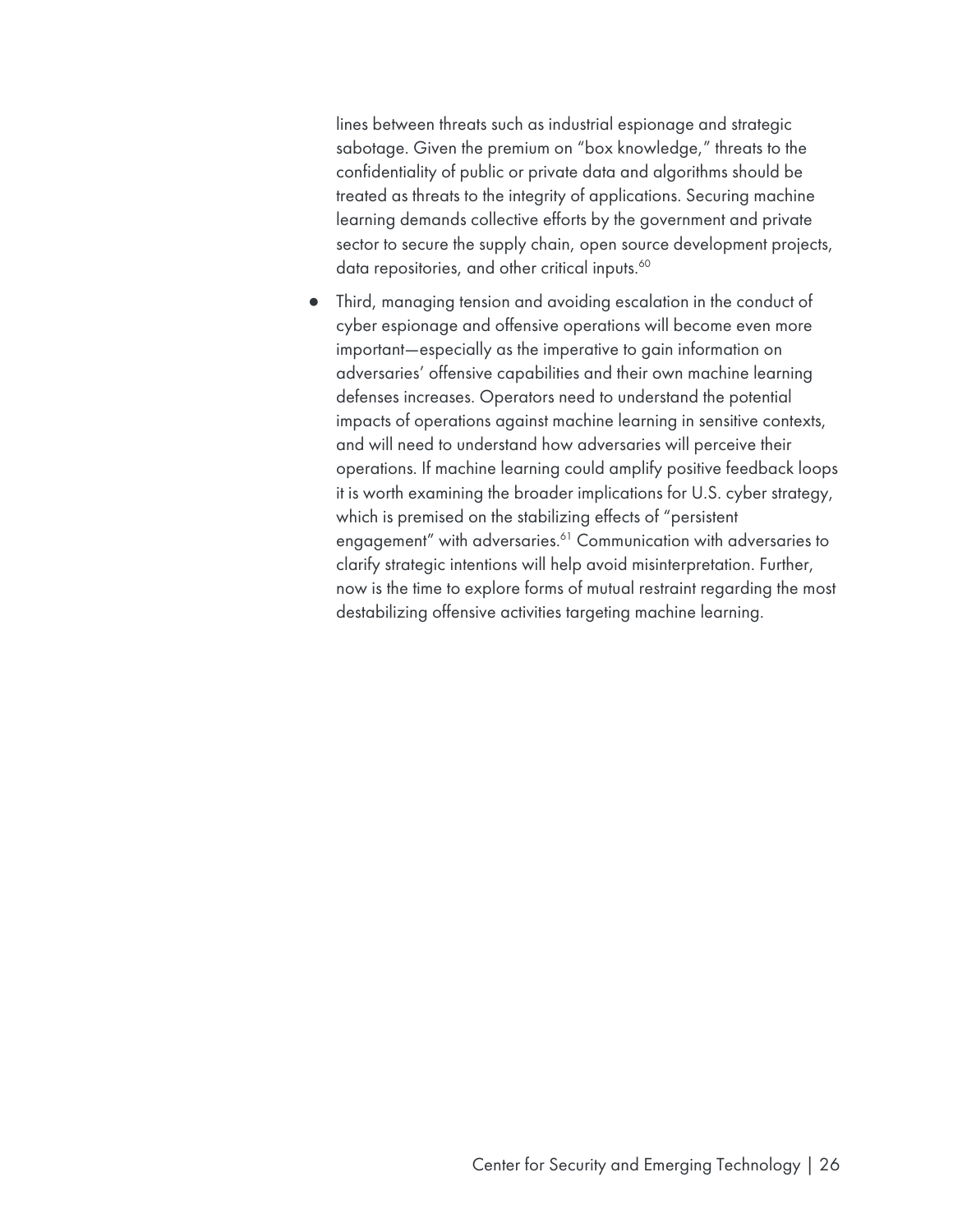lines between threats such as industrial espionage and strategic sabotage. Given the premium on "box knowledge," threats to the confidentiality of public or private data and algorithms should be treated as threats to the integrity of applications. Securing machine learning demands collective efforts by the government and private sector to secure the supply chain, open source development projects, data repositories, and other critical inputs.[60]

- Third, managing tension and avoiding escalation in the conduct of cyber espionage and offensive operations will become even more important—especially as the imperative to gain information on adversaries' offensive capabilities and their own machine learning defenses increases. Operators need to understand the potential impacts of operations against machine learning in sensitive contexts, and will need to understand how adversaries will perceive their operations. If machine learning could amplify positive feedback loops it is worth examining the broader implications for U.S. cyber strategy, which is premised on the stabilizing effects of "persistent engagement" with adversaries.[61] Communication with adversaries to clarify strategic intentions will help avoid misinterpretation. Further, now is the time to explore forms of mutual restraint regarding the most destabilizing offensive activities targeting machine learning.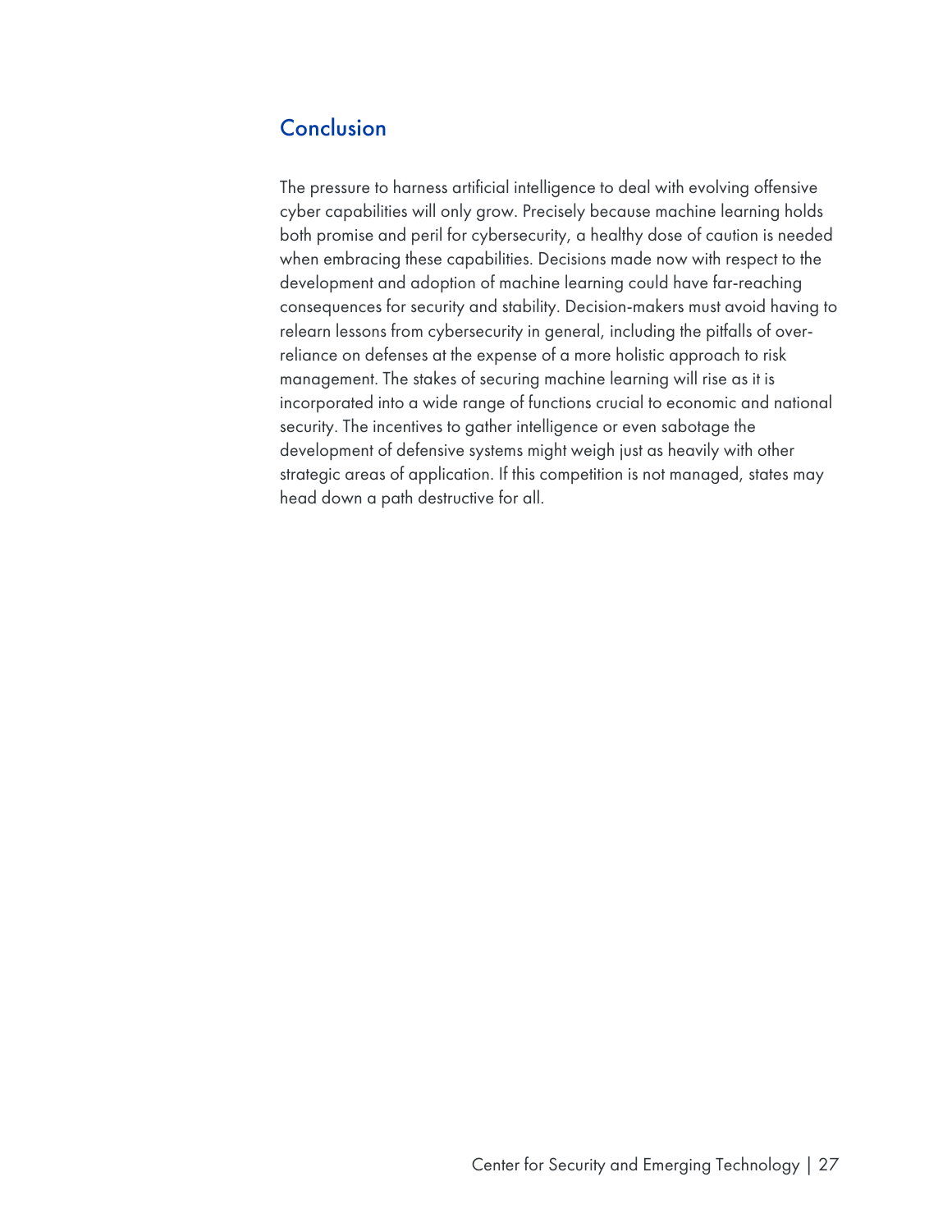## Conclusion

The pressure to harness artificial intelligence to deal with evolving offensive cyber capabilities will only grow. Precisely because machine learning holds both promise and peril for cybersecurity, a healthy dose of caution is needed when embracing these capabilities. Decisions made now with respect to the development and adoption of machine learning could have far-reaching consequences for security and stability. Decision-makers must avoid having to relearn lessons from cybersecurity in general, including the pitfalls of over-reliance on defenses at the expense of a more holistic approach to risk management. The stakes of securing machine learning will rise as it is incorporated into a wide range of functions crucial to economic and national security. The incentives to gather intelligence or even sabotage the development of defensive systems might weigh just as heavily with other strategic areas of application. If this competition is not managed, states may head down a path destructive for all.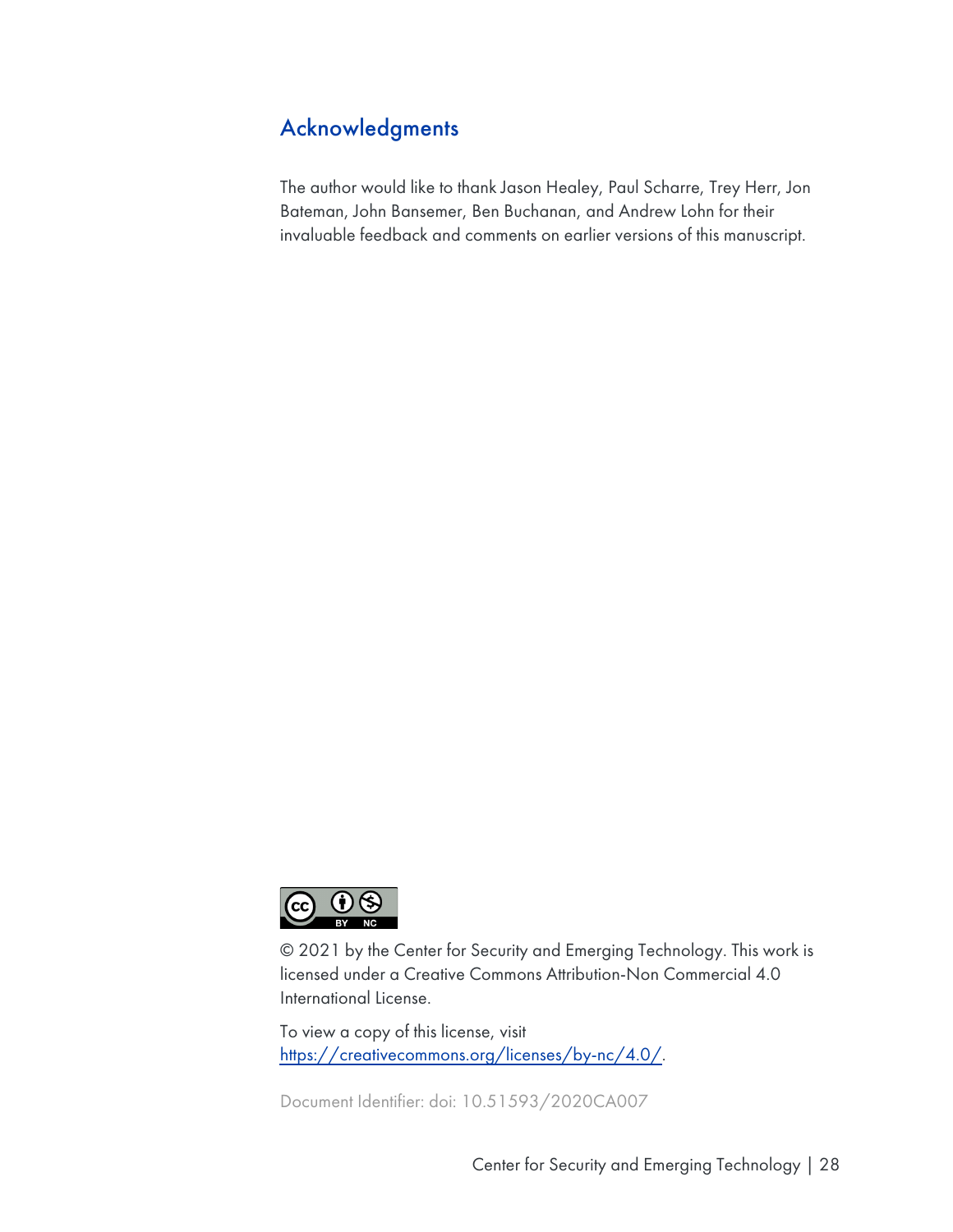## Acknowledgments

The author would like to thank Jason Healey, Paul Scharre, Trey Herr, Jon Bateman, John Bansemer, Ben Buchanan, and Andrew Lohn for their invaluable feedback and comments on earlier versions of this manuscript.

© 2021 by the Center for Security and Emerging Technology. This work is licensed under a Creative Commons Attribution-Non Commercial 4.0 International License.

To view a copy of this license, visit https://creativecommons.org/licenses/by-nc/4.0/.

Document Identifier: doi: 10.51593/2020CA007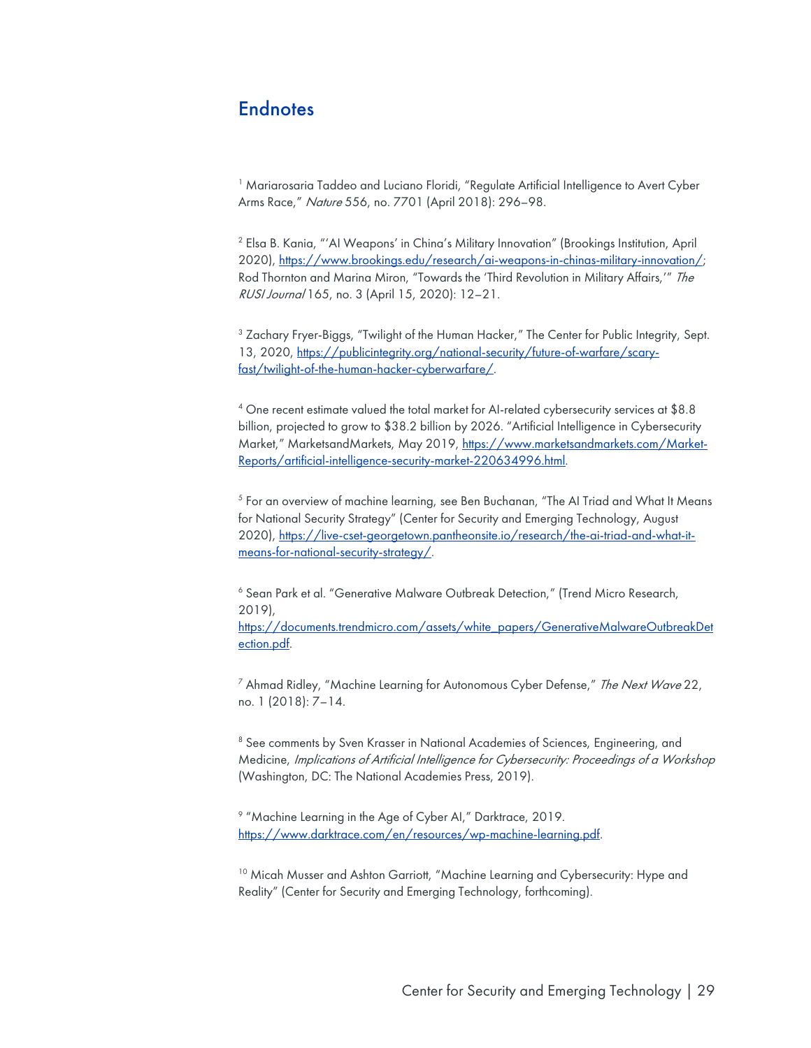## Endnotes

[1] Mariarosaria Taddeo and Luciano Floridi, "Regulate Artificial Intelligence to Avert Cyber Arms Race," *Nature* 556, no. 7701 (April 2018): 296–98.

[2] Elsa B. Kania, "'AI Weapons' in China's Military Innovation" (Brookings Institution, April 2020), https://www.brookings.edu/research/ai-weapons-in-chinas-military-innovation/; Rod Thornton and Marina Miron, "Towards the 'Third Revolution in Military Affairs,'" *The RUSI Journal* 165, no. 3 (April 15, 2020): 12–21.

[3] Zachary Fryer-Biggs, "Twilight of the Human Hacker," The Center for Public Integrity, Sept. 13, 2020, https://publicintegrity.org/national-security/future-of-warfare/scary-fast/twilight-of-the-human-hacker-cyberwarfare/.

[4] One recent estimate valued the total market for AI-related cybersecurity services at $8.8 billion, projected to grow to $38.2 billion by 2026. "Artificial Intelligence in Cybersecurity Market," MarketsandMarkets, May 2019, https://www.marketsandmarkets.com/Market-Reports/artificial-intelligence-security-market-220634996.html.

[5] For an overview of machine learning, see Ben Buchanan, "The AI Triad and What It Means for National Security Strategy" (Center for Security and Emerging Technology, August 2020), https://live-cset-georgetown.pantheonsite.io/research/the-ai-triad-and-what-it-means-for-national-security-strategy/.

[6] Sean Park et al. "Generative Malware Outbreak Detection," (Trend Micro Research, 2019), https://documents.trendmicro.com/assets/white_papers/GenerativeMalwareOutbreakDetection.pdf.

[7] Ahmad Ridley, "Machine Learning for Autonomous Cyber Defense," *The Next Wave* 22, no. 1 (2018): 7–14.

[8] See comments by Sven Krasser in National Academies of Sciences, Engineering, and Medicine, *Implications of Artificial Intelligence for Cybersecurity: Proceedings of a Workshop* (Washington, DC: The National Academies Press, 2019).

[9] "Machine Learning in the Age of Cyber AI," Darktrace, 2019. https://www.darktrace.com/en/resources/wp-machine-learning.pdf.

[10] Micah Musser and Ashton Garriott, "Machine Learning and Cybersecurity: Hype and Reality" (Center for Security and Emerging Technology, forthcoming).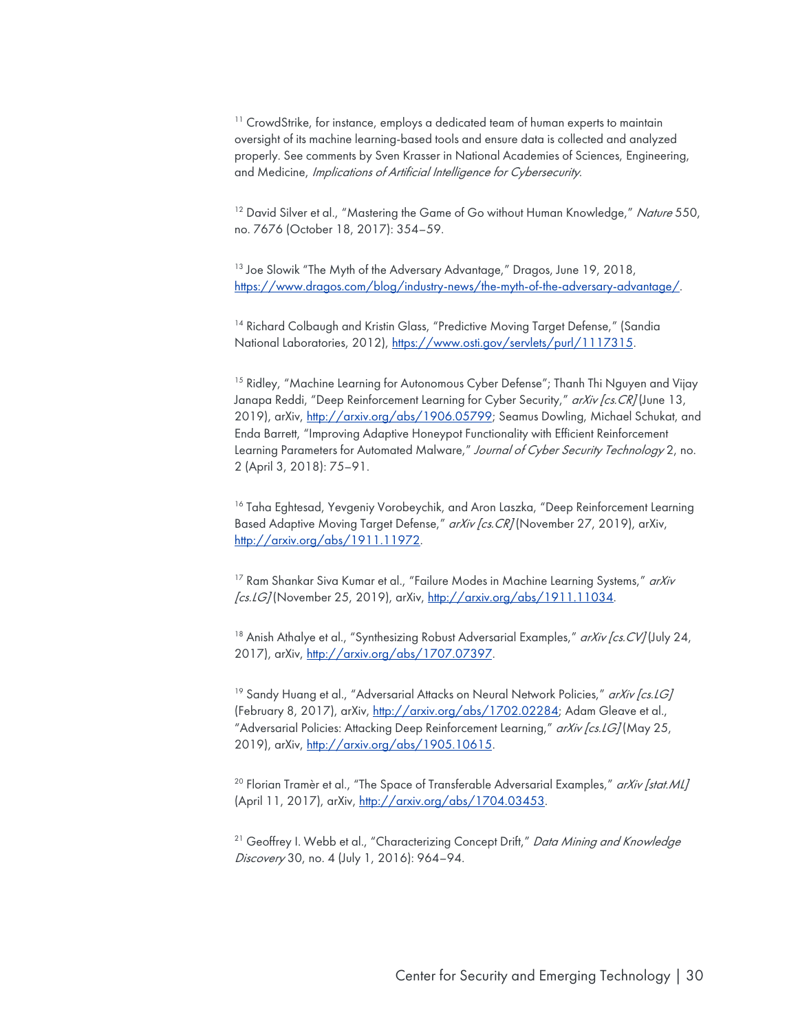[11] CrowdStrike, for instance, employs a dedicated team of human experts to maintain oversight of its machine learning-based tools and ensure data is collected and analyzed properly. See comments by Sven Krasser in National Academies of Sciences, Engineering, and Medicine, *Implications of Artificial Intelligence for Cybersecurity*.

[12] David Silver et al., "Mastering the Game of Go without Human Knowledge," *Nature* 550, no. 7676 (October 18, 2017): 354–59.

[13] Joe Slowik "The Myth of the Adversary Advantage," Dragos, June 19, 2018, https://www.dragos.com/blog/industry-news/the-myth-of-the-adversary-advantage/.

[14] Richard Colbaugh and Kristin Glass, "Predictive Moving Target Defense," (Sandia National Laboratories, 2012), https://www.osti.gov/servlets/purl/1117315.

[15] Ridley, "Machine Learning for Autonomous Cyber Defense"; Thanh Thi Nguyen and Vijay Janapa Reddi, "Deep Reinforcement Learning for Cyber Security," *arXiv [cs.CR]* (June 13, 2019), arXiv, http://arxiv.org/abs/1906.05799; Seamus Dowling, Michael Schukat, and Enda Barrett, "Improving Adaptive Honeypot Functionality with Efficient Reinforcement Learning Parameters for Automated Malware," *Journal of Cyber Security Technology* 2, no. 2 (April 3, 2018): 75–91.

[16] Taha Eghtesad, Yevgeniy Vorobeychik, and Aron Laszka, "Deep Reinforcement Learning Based Adaptive Moving Target Defense," *arXiv [cs.CR]* (November 27, 2019), arXiv, http://arxiv.org/abs/1911.11972.

[17] Ram Shankar Siva Kumar et al., "Failure Modes in Machine Learning Systems," *arXiv [cs.LG]* (November 25, 2019), arXiv, http://arxiv.org/abs/1911.11034.

[18] Anish Athalye et al., "Synthesizing Robust Adversarial Examples," *arXiv [cs.CV]* (July 24, 2017), arXiv, http://arxiv.org/abs/1707.07397.

[19] Sandy Huang et al., "Adversarial Attacks on Neural Network Policies," *arXiv [cs.LG]* (February 8, 2017), arXiv, http://arxiv.org/abs/1702.02284; Adam Gleave et al., "Adversarial Policies: Attacking Deep Reinforcement Learning," *arXiv [cs.LG]* (May 25, 2019), arXiv, http://arxiv.org/abs/1905.10615.

[20] Florian Tramèr et al., "The Space of Transferable Adversarial Examples," *arXiv [stat.ML]* (April 11, 2017), arXiv, http://arxiv.org/abs/1704.03453.

[21] Geoffrey I. Webb et al., "Characterizing Concept Drift," *Data Mining and Knowledge Discovery* 30, no. 4 (July 1, 2016): 964–94.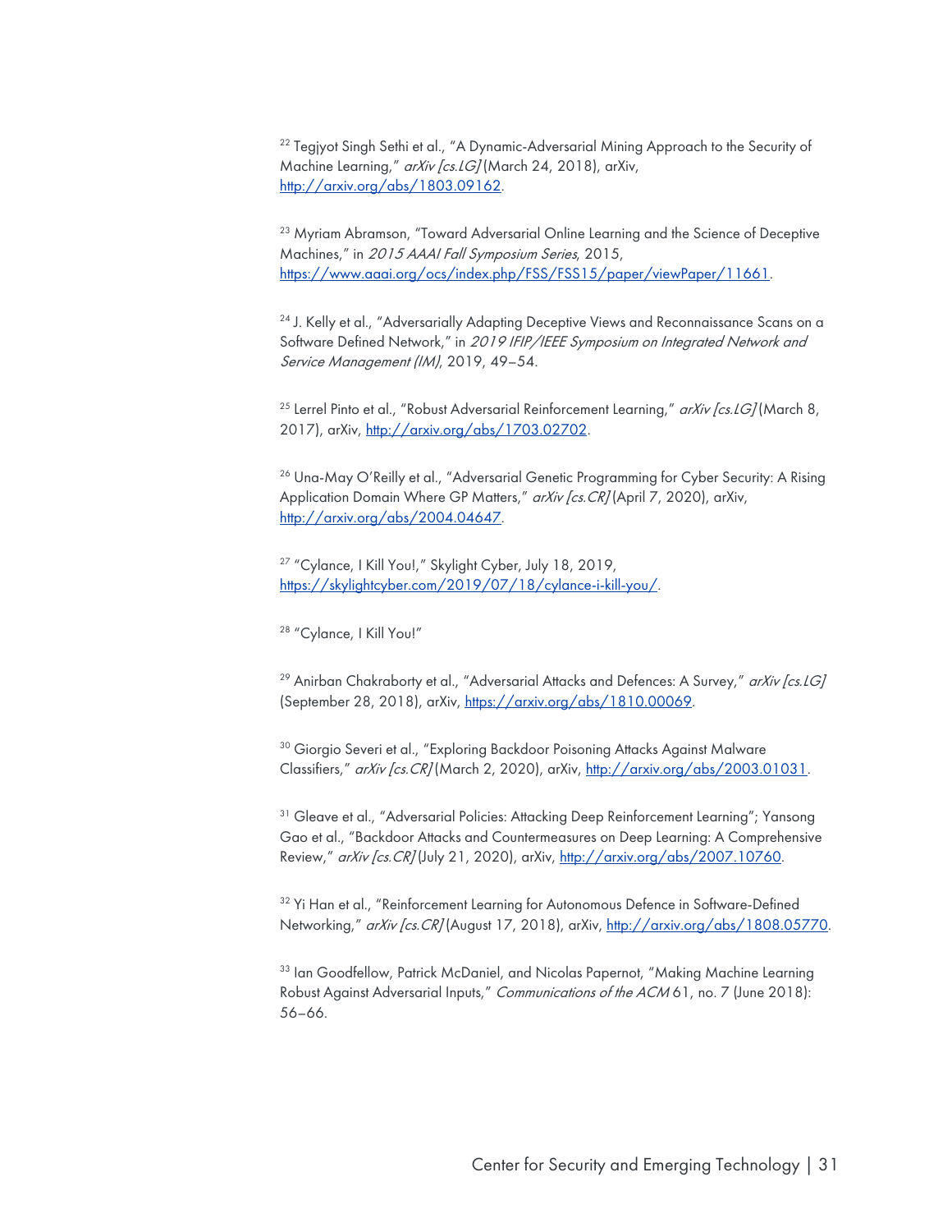[22] Tegjyot Singh Sethi et al., "A Dynamic-Adversarial Mining Approach to the Security of Machine Learning," *arXiv [cs.LG]* (March 24, 2018), arXiv, http://arxiv.org/abs/1803.09162.

[23] Myriam Abramson, "Toward Adversarial Online Learning and the Science of Deceptive Machines," in *2015 AAAI Fall Symposium Series*, 2015, https://www.aaai.org/ocs/index.php/FSS/FSS15/paper/viewPaper/11661.

[24] J. Kelly et al., "Adversarially Adapting Deceptive Views and Reconnaissance Scans on a Software Defined Network," in *2019 IFIP/IEEE Symposium on Integrated Network and Service Management (IM)*, 2019, 49–54.

[25] Lerrel Pinto et al., "Robust Adversarial Reinforcement Learning," *arXiv [cs.LG]* (March 8, 2017), arXiv, http://arxiv.org/abs/1703.02702.

[26] Una-May O'Reilly et al., "Adversarial Genetic Programming for Cyber Security: A Rising Application Domain Where GP Matters," *arXiv [cs.CR]* (April 7, 2020), arXiv, http://arxiv.org/abs/2004.04647.

[27] "Cylance, I Kill You!," Skylight Cyber, July 18, 2019, https://skylightcyber.com/2019/07/18/cylance-i-kill-you/.

[28] "Cylance, I Kill You!"

[29] Anirban Chakraborty et al., "Adversarial Attacks and Defences: A Survey," *arXiv [cs.LG]* (September 28, 2018), arXiv, https://arxiv.org/abs/1810.00069.

[30] Giorgio Severi et al., "Exploring Backdoor Poisoning Attacks Against Malware Classifiers," *arXiv [cs.CR]* (March 2, 2020), arXiv, http://arxiv.org/abs/2003.01031.

[31] Gleave et al., "Adversarial Policies: Attacking Deep Reinforcement Learning"; Yansong Gao et al., "Backdoor Attacks and Countermeasures on Deep Learning: A Comprehensive Review," *arXiv [cs.CR]* (July 21, 2020), arXiv, http://arxiv.org/abs/2007.10760.

[32] Yi Han et al., "Reinforcement Learning for Autonomous Defence in Software-Defined Networking," *arXiv [cs.CR]* (August 17, 2018), arXiv, http://arxiv.org/abs/1808.05770.

[33] Ian Goodfellow, Patrick McDaniel, and Nicolas Papernot, "Making Machine Learning Robust Against Adversarial Inputs," *Communications of the ACM* 61, no. 7 (June 2018): 56–66.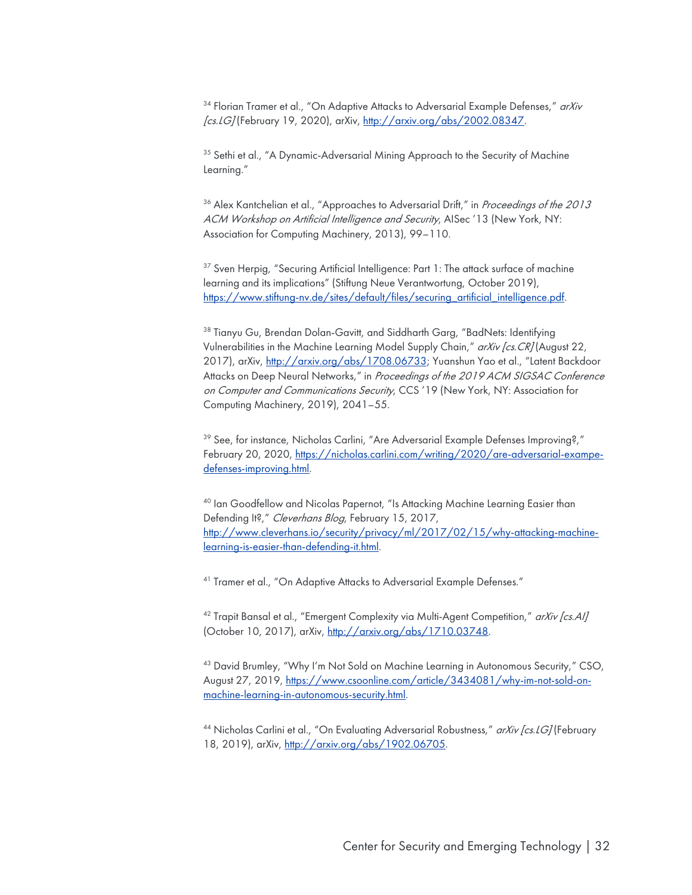[34] Florian Tramer et al., "On Adaptive Attacks to Adversarial Example Defenses," *arXiv [cs.LG]* (February 19, 2020), arXiv, http://arxiv.org/abs/2002.08347.

[35] Sethi et al., "A Dynamic-Adversarial Mining Approach to the Security of Machine Learning."

[36] Alex Kantchelian et al., "Approaches to Adversarial Drift," in *Proceedings of the 2013 ACM Workshop on Artificial Intelligence and Security*, AISec '13 (New York, NY: Association for Computing Machinery, 2013), 99–110.

[37] Sven Herpig, "Securing Artificial Intelligence: Part 1: The attack surface of machine learning and its implications" (Stiftung Neue Verantwortung, October 2019), https://www.stiftung-nv.de/sites/default/files/securing_artificial_intelligence.pdf.

[38] Tianyu Gu, Brendan Dolan-Gavitt, and Siddharth Garg, "BadNets: Identifying Vulnerabilities in the Machine Learning Model Supply Chain," *arXiv [cs.CR]* (August 22, 2017), arXiv, http://arxiv.org/abs/1708.06733; Yuanshun Yao et al., "Latent Backdoor Attacks on Deep Neural Networks," in *Proceedings of the 2019 ACM SIGSAC Conference on Computer and Communications Security*, CCS '19 (New York, NY: Association for Computing Machinery, 2019), 2041–55.

[39] See, for instance, Nicholas Carlini, "Are Adversarial Example Defenses Improving?," February 20, 2020, https://nicholas.carlini.com/writing/2020/are-adversarial-exampe-defenses-improving.html.

[40] Ian Goodfellow and Nicolas Papernot, "Is Attacking Machine Learning Easier than Defending It?," *Cleverhans Blog*, February 15, 2017, http://www.cleverhans.io/security/privacy/ml/2017/02/15/why-attacking-machine-learning-is-easier-than-defending-it.html.

[41] Tramer et al., "On Adaptive Attacks to Adversarial Example Defenses."

[42] Trapit Bansal et al., "Emergent Complexity via Multi-Agent Competition," *arXiv [cs.AI]* (October 10, 2017), arXiv, http://arxiv.org/abs/1710.03748.

[43] David Brumley, "Why I'm Not Sold on Machine Learning in Autonomous Security," CSO, August 27, 2019, https://www.csoonline.com/article/3434081/why-im-not-sold-on-machine-learning-in-autonomous-security.html.

[44] Nicholas Carlini et al., "On Evaluating Adversarial Robustness," *arXiv [cs.LG]* (February 18, 2019), arXiv, http://arxiv.org/abs/1902.06705.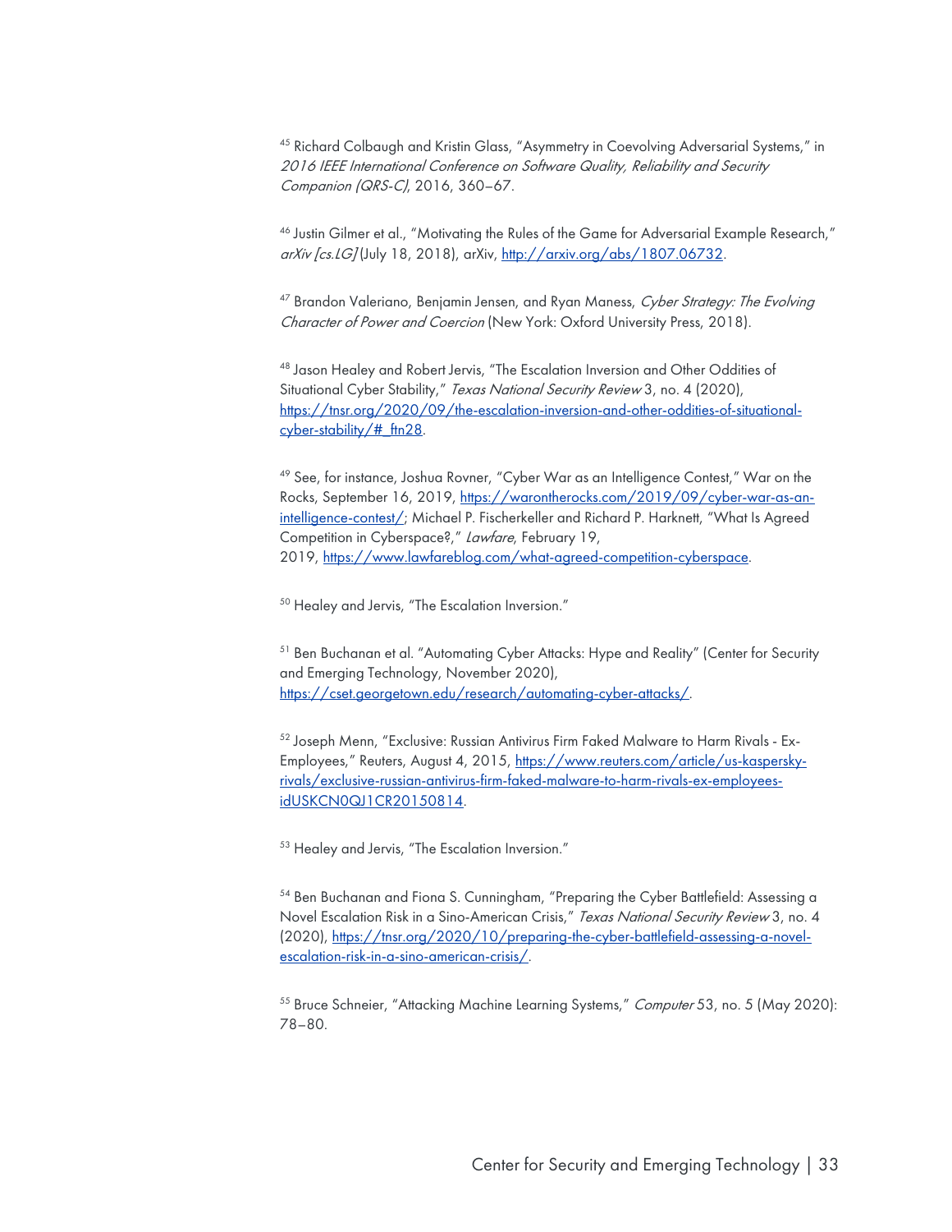[45] Richard Colbaugh and Kristin Glass, "Asymmetry in Coevolving Adversarial Systems," in *2016 IEEE International Conference on Software Quality, Reliability and Security Companion (QRS-C)*, 2016, 360–67.

[46] Justin Gilmer et al., "Motivating the Rules of the Game for Adversarial Example Research," *arXiv [cs.LG]* (July 18, 2018), arXiv, http://arxiv.org/abs/1807.06732.

[47] Brandon Valeriano, Benjamin Jensen, and Ryan Maness, *Cyber Strategy: The Evolving Character of Power and Coercion* (New York: Oxford University Press, 2018).

[48] Jason Healey and Robert Jervis, "The Escalation Inversion and Other Oddities of Situational Cyber Stability," *Texas National Security Review* 3, no. 4 (2020), https://tnsr.org/2020/09/the-escalation-inversion-and-other-oddities-of-situational-cyber-stability/#_ftn28.

[49] See, for instance, Joshua Rovner, "Cyber War as an Intelligence Contest," War on the Rocks, September 16, 2019, https://warontherocks.com/2019/09/cyber-war-as-an-intelligence-contest/; Michael P. Fischerkeller and Richard P. Harknett, "What Is Agreed Competition in Cyberspace?," *Lawfare*, February 19, 2019, https://www.lawfareblog.com/what-agreed-competition-cyberspace.

[50] Healey and Jervis, "The Escalation Inversion."

[51] Ben Buchanan et al. "Automating Cyber Attacks: Hype and Reality" (Center for Security and Emerging Technology, November 2020), https://cset.georgetown.edu/research/automating-cyber-attacks/.

[52] Joseph Menn, "Exclusive: Russian Antivirus Firm Faked Malware to Harm Rivals - Ex-Employees," Reuters, August 4, 2015, https://www.reuters.com/article/us-kaspersky-rivals/exclusive-russian-antivirus-firm-faked-malware-to-harm-rivals-ex-employees-idUSKCN0QJ1CR20150814.

[53] Healey and Jervis, "The Escalation Inversion."

[54] Ben Buchanan and Fiona S. Cunningham, "Preparing the Cyber Battlefield: Assessing a Novel Escalation Risk in a Sino-American Crisis," *Texas National Security Review* 3, no. 4 (2020), https://tnsr.org/2020/10/preparing-the-cyber-battlefield-assessing-a-novel-escalation-risk-in-a-sino-american-crisis/.

[55] Bruce Schneier, "Attacking Machine Learning Systems," *Computer* 53, no. 5 (May 2020): 78–80.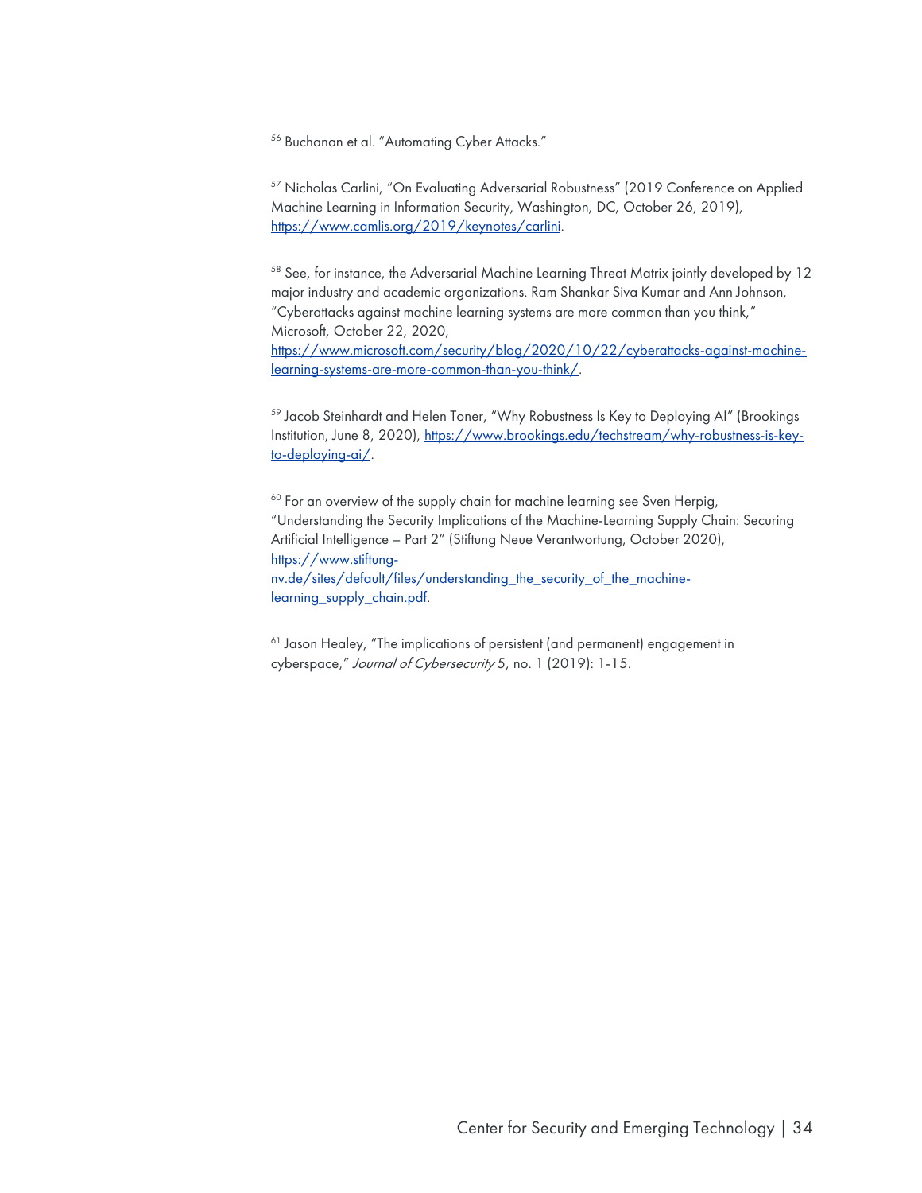[56] Buchanan et al. "Automating Cyber Attacks."

[57] Nicholas Carlini, "On Evaluating Adversarial Robustness" (2019 Conference on Applied Machine Learning in Information Security, Washington, DC, October 26, 2019), https://www.camlis.org/2019/keynotes/carlini.

[58] See, for instance, the Adversarial Machine Learning Threat Matrix jointly developed by 12 major industry and academic organizations. Ram Shankar Siva Kumar and Ann Johnson, "Cyberattacks against machine learning systems are more common than you think," Microsoft, October 22, 2020, https://www.microsoft.com/security/blog/2020/10/22/cyberattacks-against-machine-learning-systems-are-more-common-than-you-think/.

[59] Jacob Steinhardt and Helen Toner, "Why Robustness Is Key to Deploying AI" (Brookings Institution, June 8, 2020), https://www.brookings.edu/techstream/why-robustness-is-key-to-deploying-ai/.

[60] For an overview of the supply chain for machine learning see Sven Herpig, "Understanding the Security Implications of the Machine-Learning Supply Chain: Securing Artificial Intelligence – Part 2" (Stiftung Neue Verantwortung, October 2020), https://www.stiftung-nv.de/sites/default/files/understanding_the_security_of_the_machine-learning_supply_chain.pdf.

[61] Jason Healey, "The implications of persistent (and permanent) engagement in cyberspace," *Journal of Cybersecurity* 5, no. 1 (2019): 1-15.